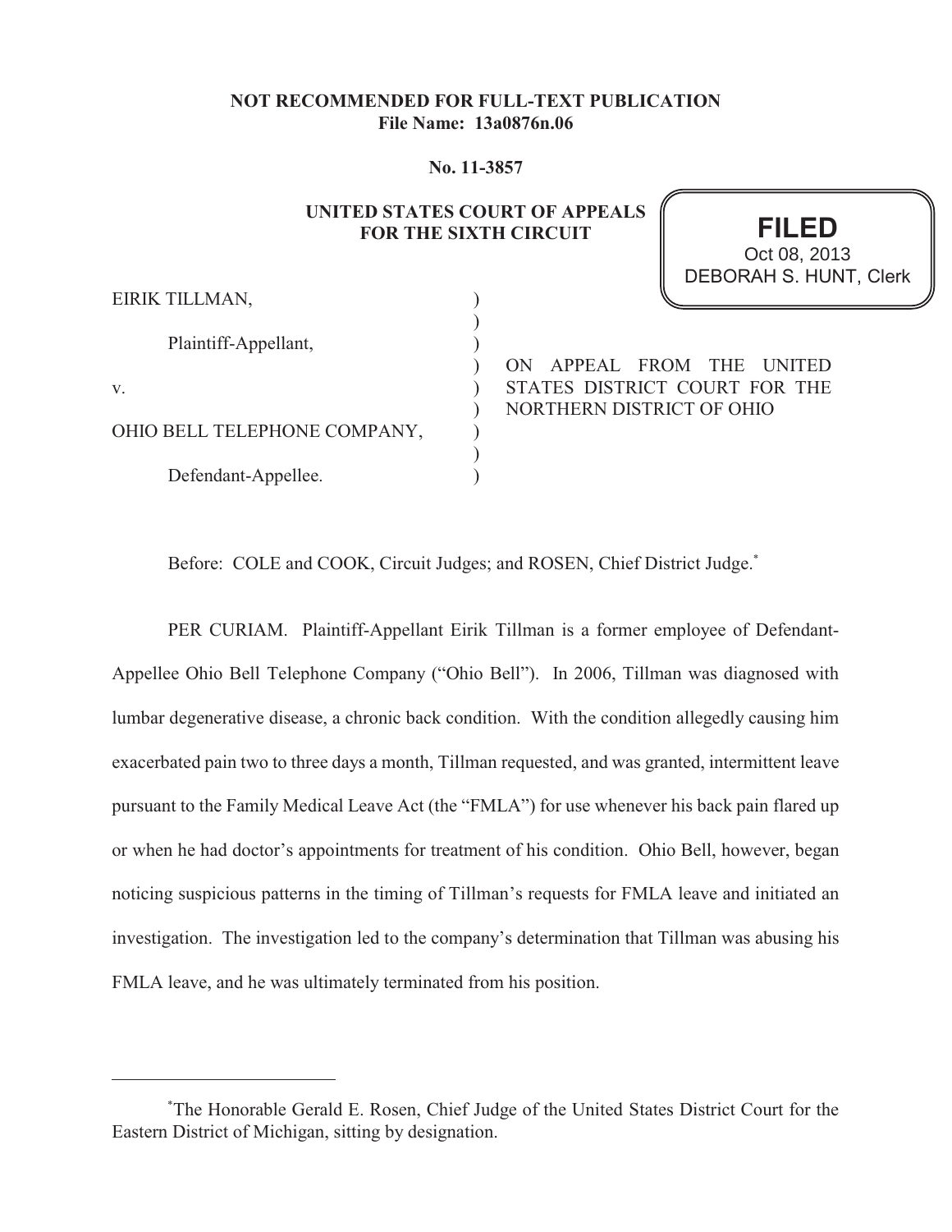**NOT RECOMMENDED FOR FULL-TEXT PUBLICATION**
**File Name: 13a0876n.06**

**No. 11-3857**

**UNITED STATES COURT OF APPEALS**
**FOR THE SIXTH CIRCUIT**

**FILED**
Oct 08, 2013
DEBORAH S. HUNT, Clerk

EIRIK TILLMAN,

Plaintiff-Appellant,

v.

OHIO BELL TELEPHONE COMPANY,

Defendant-Appellee.

ON APPEAL FROM THE UNITED STATES DISTRICT COURT FOR THE NORTHERN DISTRICT OF OHIO

Before: COLE and COOK, Circuit Judges; and ROSEN, Chief District Judge.*

PER CURIAM. Plaintiff-Appellant Eirik Tillman is a former employee of Defendant-Appellee Ohio Bell Telephone Company ("Ohio Bell"). In 2006, Tillman was diagnosed with lumbar degenerative disease, a chronic back condition. With the condition allegedly causing him exacerbated pain two to three days a month, Tillman requested, and was granted, intermittent leave pursuant to the Family Medical Leave Act (the "FMLA") for use whenever his back pain flared up or when he had doctor's appointments for treatment of his condition. Ohio Bell, however, began noticing suspicious patterns in the timing of Tillman's requests for FMLA leave and initiated an investigation. The investigation led to the company's determination that Tillman was abusing his FMLA leave, and he was ultimately terminated from his position.

---

*The Honorable Gerald E. Rosen, Chief Judge of the United States District Court for the Eastern District of Michigan, sitting by designation.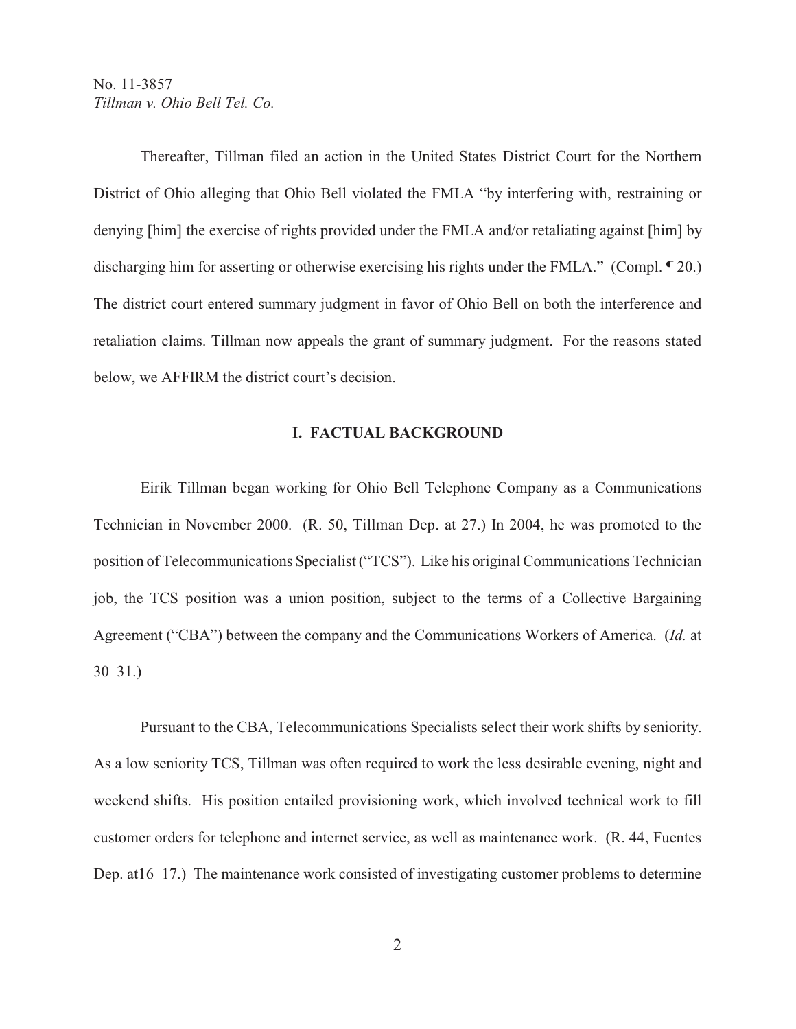Thereafter, Tillman filed an action in the United States District Court for the Northern District of Ohio alleging that Ohio Bell violated the FMLA "by interfering with, restraining or denying [him] the exercise of rights provided under the FMLA and/or retaliating against [him] by discharging him for asserting or otherwise exercising his rights under the FMLA." (Compl. ¶ 20.) The district court entered summary judgment in favor of Ohio Bell on both the interference and retaliation claims. Tillman now appeals the grant of summary judgment. For the reasons stated below, we AFFIRM the district court's decision.

## I. FACTUAL BACKGROUND

Eirik Tillman began working for Ohio Bell Telephone Company as a Communications Technician in November 2000. (R. 50, Tillman Dep. at 27.) In 2004, he was promoted to the position of Telecommunications Specialist ("TCS"). Like his original Communications Technician job, the TCS position was a union position, subject to the terms of a Collective Bargaining Agreement ("CBA") between the company and the Communications Workers of America. (*Id.* at 30 31.)

Pursuant to the CBA, Telecommunications Specialists select their work shifts by seniority. As a low seniority TCS, Tillman was often required to work the less desirable evening, night and weekend shifts. His position entailed provisioning work, which involved technical work to fill customer orders for telephone and internet service, as well as maintenance work. (R. 44, Fuentes Dep. at16 17.) The maintenance work consisted of investigating customer problems to determine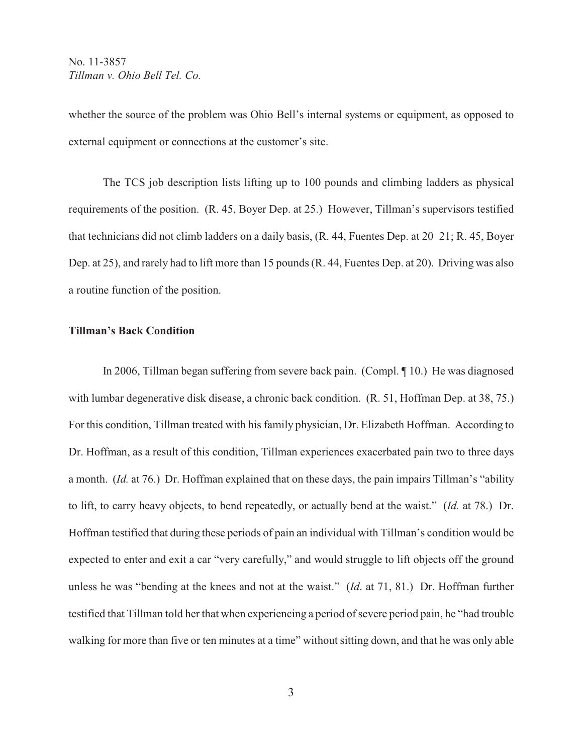whether the source of the problem was Ohio Bell's internal systems or equipment, as opposed to external equipment or connections at the customer's site.

The TCS job description lists lifting up to 100 pounds and climbing ladders as physical requirements of the position. (R. 45, Boyer Dep. at 25.) However, Tillman's supervisors testified that technicians did not climb ladders on a daily basis, (R. 44, Fuentes Dep. at 20 21; R. 45, Boyer Dep. at 25), and rarely had to lift more than 15 pounds (R. 44, Fuentes Dep. at 20). Driving was also a routine function of the position.

**Tillman's Back Condition**

In 2006, Tillman began suffering from severe back pain. (Compl. ¶ 10.) He was diagnosed with lumbar degenerative disk disease, a chronic back condition. (R. 51, Hoffman Dep. at 38, 75.) For this condition, Tillman treated with his family physician, Dr. Elizabeth Hoffman. According to Dr. Hoffman, as a result of this condition, Tillman experiences exacerbated pain two to three days a month. (*Id.* at 76.) Dr. Hoffman explained that on these days, the pain impairs Tillman's "ability to lift, to carry heavy objects, to bend repeatedly, or actually bend at the waist." (*Id.* at 78.) Dr. Hoffman testified that during these periods of pain an individual with Tillman's condition would be expected to enter and exit a car "very carefully," and would struggle to lift objects off the ground unless he was "bending at the knees and not at the waist." (*Id*. at 71, 81.) Dr. Hoffman further testified that Tillman told her that when experiencing a period of severe period pain, he "had trouble walking for more than five or ten minutes at a time" without sitting down, and that he was only able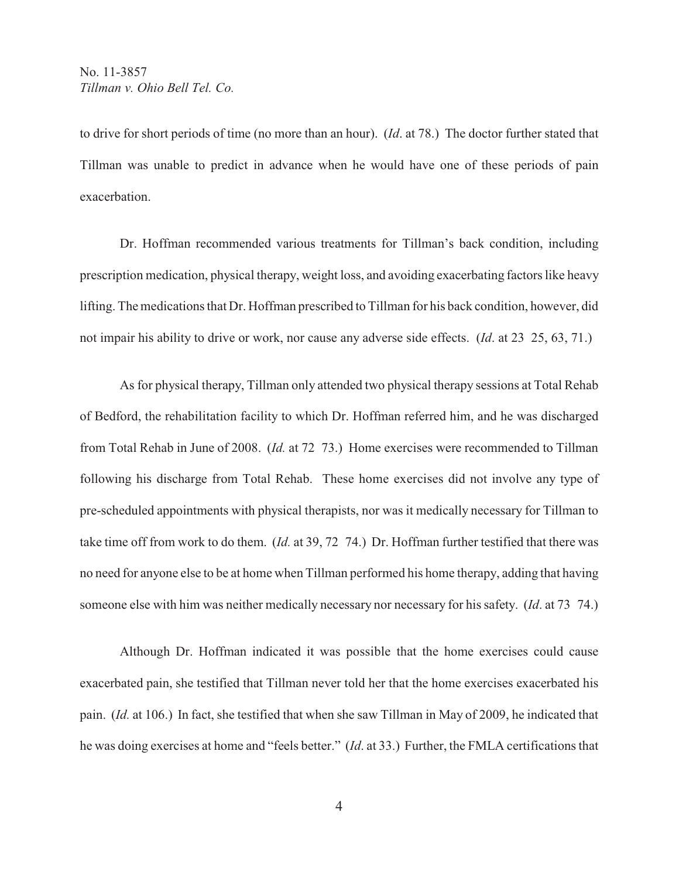to drive for short periods of time (no more than an hour). (*Id*. at 78.) The doctor further stated that Tillman was unable to predict in advance when he would have one of these periods of pain exacerbation.

Dr. Hoffman recommended various treatments for Tillman's back condition, including prescription medication, physical therapy, weight loss, and avoiding exacerbating factors like heavy lifting. The medications that Dr. Hoffman prescribed to Tillman for his back condition, however, did not impair his ability to drive or work, nor cause any adverse side effects. (*Id*. at 23 25, 63, 71.)

As for physical therapy, Tillman only attended two physical therapy sessions at Total Rehab of Bedford, the rehabilitation facility to which Dr. Hoffman referred him, and he was discharged from Total Rehab in June of 2008. (*Id.* at 72 73.) Home exercises were recommended to Tillman following his discharge from Total Rehab. These home exercises did not involve any type of pre-scheduled appointments with physical therapists, nor was it medically necessary for Tillman to take time off from work to do them. (*Id.* at 39, 72 74.) Dr. Hoffman further testified that there was no need for anyone else to be at home when Tillman performed his home therapy, adding that having someone else with him was neither medically necessary nor necessary for his safety. (*Id*. at 73 74.)

Although Dr. Hoffman indicated it was possible that the home exercises could cause exacerbated pain, she testified that Tillman never told her that the home exercises exacerbated his pain. (*Id.* at 106.) In fact, she testified that when she saw Tillman in May of 2009, he indicated that he was doing exercises at home and "feels better." (*Id*. at 33.) Further, the FMLA certifications that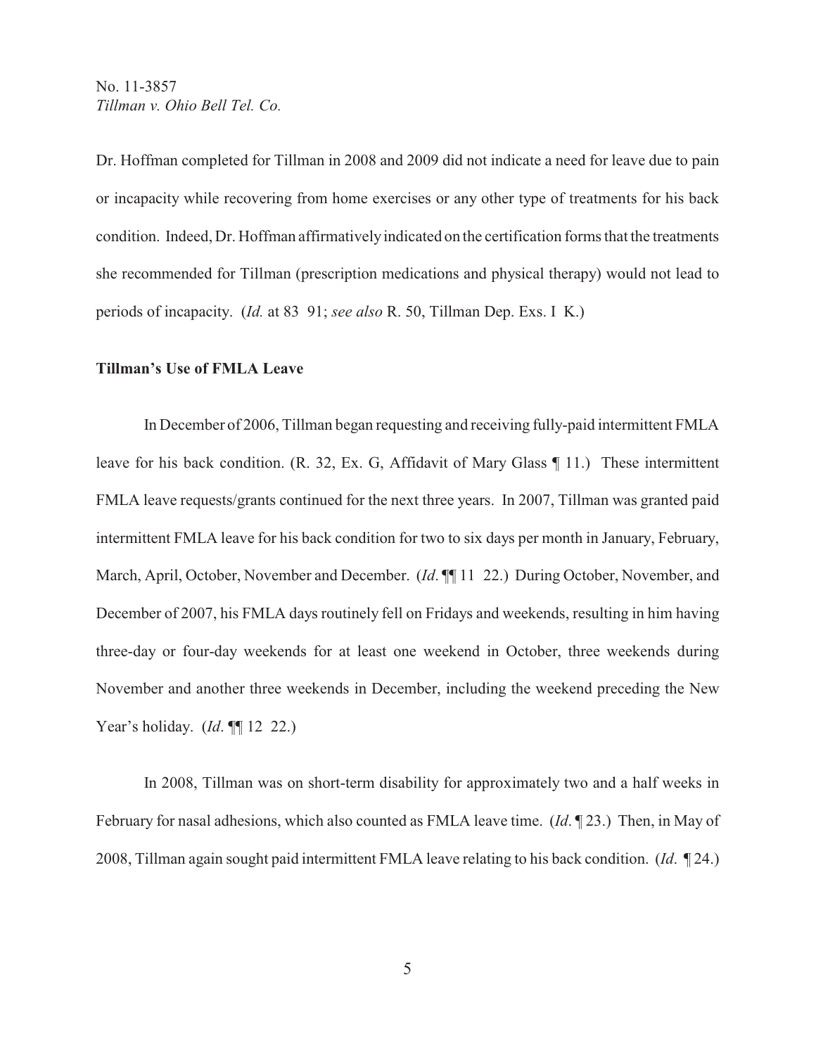Dr. Hoffman completed for Tillman in 2008 and 2009 did not indicate a need for leave due to pain or incapacity while recovering from home exercises or any other type of treatments for his back condition. Indeed, Dr. Hoffman affirmatively indicated on the certification forms that the treatments she recommended for Tillman (prescription medications and physical therapy) would not lead to periods of incapacity. (*Id.* at 83 91; *see also* R. 50, Tillman Dep. Exs. I K.)

**Tillman's Use of FMLA Leave**

In December of 2006, Tillman began requesting and receiving fully-paid intermittent FMLA leave for his back condition. (R. 32, Ex. G, Affidavit of Mary Glass ¶ 11.) These intermittent FMLA leave requests/grants continued for the next three years. In 2007, Tillman was granted paid intermittent FMLA leave for his back condition for two to six days per month in January, February, March, April, October, November and December. (*Id*. ¶¶ 11 22.) During October, November, and December of 2007, his FMLA days routinely fell on Fridays and weekends, resulting in him having three-day or four-day weekends for at least one weekend in October, three weekends during November and another three weekends in December, including the weekend preceding the New Year's holiday. (*Id*. ¶¶ 12 22.)

In 2008, Tillman was on short-term disability for approximately two and a half weeks in February for nasal adhesions, which also counted as FMLA leave time. (*Id*. ¶ 23.) Then, in May of 2008, Tillman again sought paid intermittent FMLA leave relating to his back condition. (*Id*. ¶ 24.)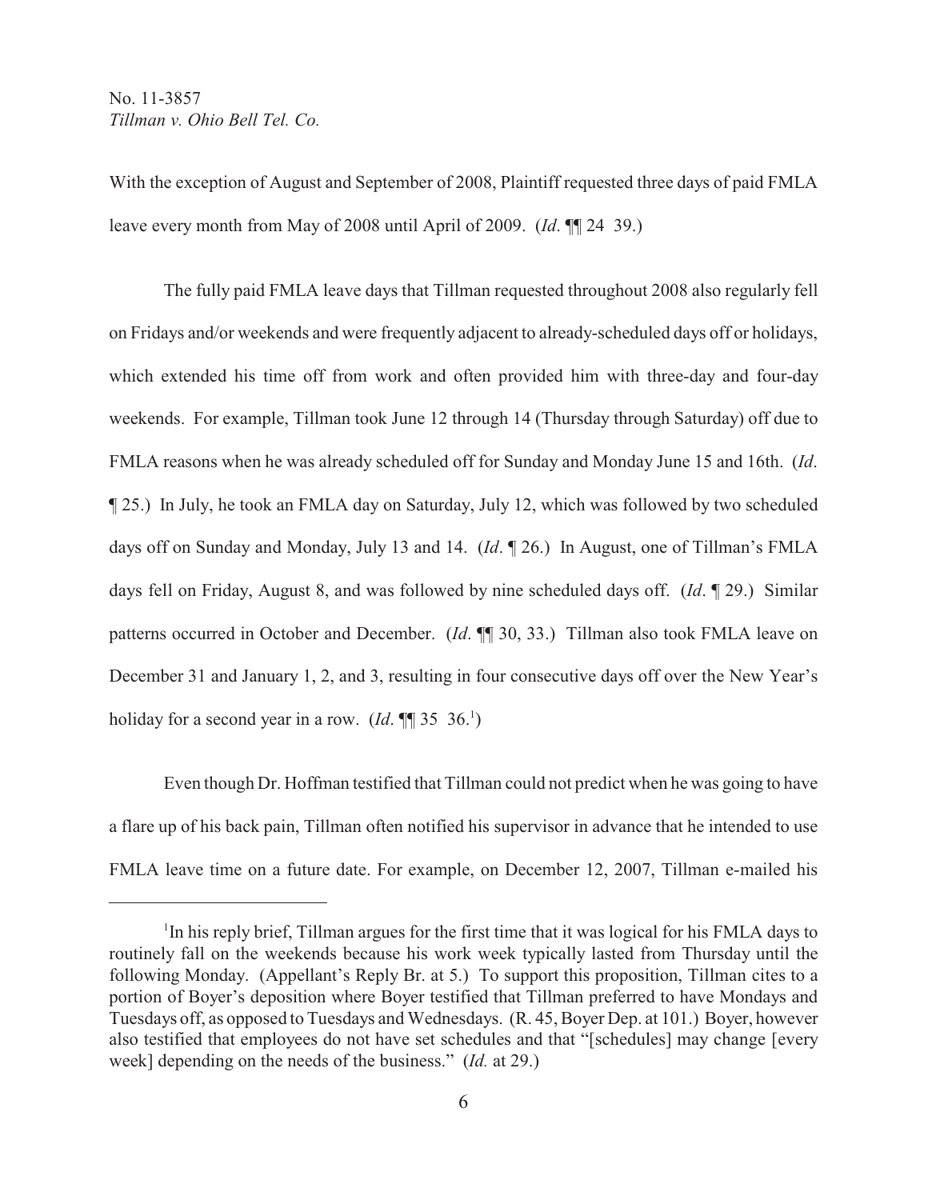With the exception of August and September of 2008, Plaintiff requested three days of paid FMLA leave every month from May of 2008 until April of 2009. (*Id*. ¶¶ 24 39.)

The fully paid FMLA leave days that Tillman requested throughout 2008 also regularly fell on Fridays and/or weekends and were frequently adjacent to already-scheduled days off or holidays, which extended his time off from work and often provided him with three-day and four-day weekends. For example, Tillman took June 12 through 14 (Thursday through Saturday) off due to FMLA reasons when he was already scheduled off for Sunday and Monday June 15 and 16th. (*Id*. ¶ 25.) In July, he took an FMLA day on Saturday, July 12, which was followed by two scheduled days off on Sunday and Monday, July 13 and 14. (*Id*. ¶ 26.) In August, one of Tillman's FMLA days fell on Friday, August 8, and was followed by nine scheduled days off. (*Id*. ¶ 29.) Similar patterns occurred in October and December. (*Id*. ¶¶ 30, 33.) Tillman also took FMLA leave on December 31 and January 1, 2, and 3, resulting in four consecutive days off over the New Year's holiday for a second year in a row. (*Id*. ¶¶ 35 36.[1])

Even though Dr. Hoffman testified that Tillman could not predict when he was going to have a flare up of his back pain, Tillman often notified his supervisor in advance that he intended to use FMLA leave time on a future date. For example, on December 12, 2007, Tillman e-mailed his

---

[1] In his reply brief, Tillman argues for the first time that it was logical for his FMLA days to routinely fall on the weekends because his work week typically lasted from Thursday until the following Monday. (Appellant's Reply Br. at 5.) To support this proposition, Tillman cites to a portion of Boyer's deposition where Boyer testified that Tillman preferred to have Mondays and Tuesdays off, as opposed to Tuesdays and Wednesdays. (R. 45, Boyer Dep. at 101.) Boyer, however also testified that employees do not have set schedules and that "[schedules] may change [every week] depending on the needs of the business." (*Id.* at 29.)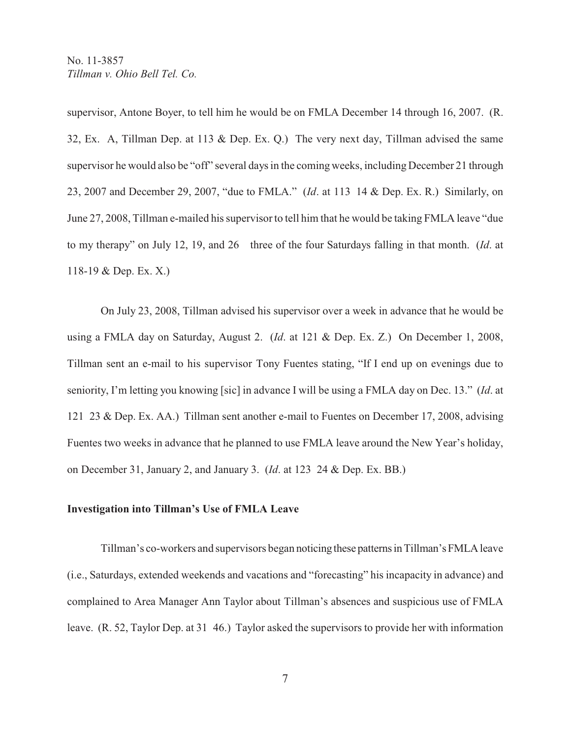supervisor, Antone Boyer, to tell him he would be on FMLA December 14 through 16, 2007. (R. 32, Ex. A, Tillman Dep. at 113 & Dep. Ex. Q.) The very next day, Tillman advised the same supervisor he would also be "off" several days in the coming weeks, including December 21 through 23, 2007 and December 29, 2007, "due to FMLA." (*Id*. at 113 14 & Dep. Ex. R.) Similarly, on June 27, 2008, Tillman e-mailed his supervisor to tell him that he would be taking FMLA leave "due to my therapy" on July 12, 19, and 26 three of the four Saturdays falling in that month. (*Id*. at 118-19 & Dep. Ex. X.)

On July 23, 2008, Tillman advised his supervisor over a week in advance that he would be using a FMLA day on Saturday, August 2. (*Id*. at 121 & Dep. Ex. Z.) On December 1, 2008, Tillman sent an e-mail to his supervisor Tony Fuentes stating, "If I end up on evenings due to seniority, I'm letting you knowing [sic] in advance I will be using a FMLA day on Dec. 13." (*Id*. at 121 23 & Dep. Ex. AA.) Tillman sent another e-mail to Fuentes on December 17, 2008, advising Fuentes two weeks in advance that he planned to use FMLA leave around the New Year's holiday, on December 31, January 2, and January 3. (*Id*. at 123 24 & Dep. Ex. BB.)

**Investigation into Tillman's Use of FMLA Leave**

Tillman's co-workers and supervisors began noticing these patterns in Tillman's FMLA leave (i.e., Saturdays, extended weekends and vacations and "forecasting" his incapacity in advance) and complained to Area Manager Ann Taylor about Tillman's absences and suspicious use of FMLA leave. (R. 52, Taylor Dep. at 31 46.) Taylor asked the supervisors to provide her with information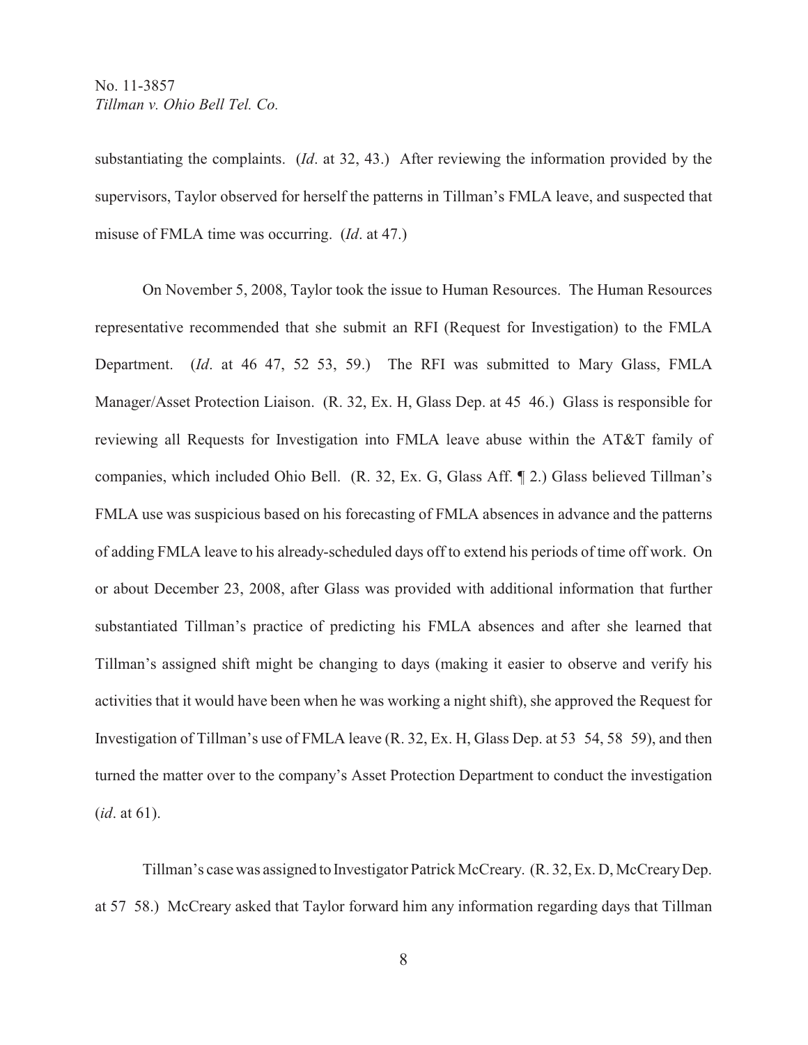substantiating the complaints. (*Id*. at 32, 43.) After reviewing the information provided by the supervisors, Taylor observed for herself the patterns in Tillman's FMLA leave, and suspected that misuse of FMLA time was occurring. (*Id*. at 47.)

On November 5, 2008, Taylor took the issue to Human Resources. The Human Resources representative recommended that she submit an RFI (Request for Investigation) to the FMLA Department. (*Id*. at 46 47, 52 53, 59.) The RFI was submitted to Mary Glass, FMLA Manager/Asset Protection Liaison. (R. 32, Ex. H, Glass Dep. at 45 46.) Glass is responsible for reviewing all Requests for Investigation into FMLA leave abuse within the AT&T family of companies, which included Ohio Bell. (R. 32, Ex. G, Glass Aff. ¶ 2.) Glass believed Tillman's FMLA use was suspicious based on his forecasting of FMLA absences in advance and the patterns of adding FMLA leave to his already-scheduled days off to extend his periods of time off work. On or about December 23, 2008, after Glass was provided with additional information that further substantiated Tillman's practice of predicting his FMLA absences and after she learned that Tillman's assigned shift might be changing to days (making it easier to observe and verify his activities that it would have been when he was working a night shift), she approved the Request for Investigation of Tillman's use of FMLA leave (R. 32, Ex. H, Glass Dep. at 53 54, 58 59), and then turned the matter over to the company's Asset Protection Department to conduct the investigation (*id*. at 61).

Tillman's case was assigned to Investigator Patrick McCreary. (R. 32, Ex. D, McCreary Dep. at 57 58.) McCreary asked that Taylor forward him any information regarding days that Tillman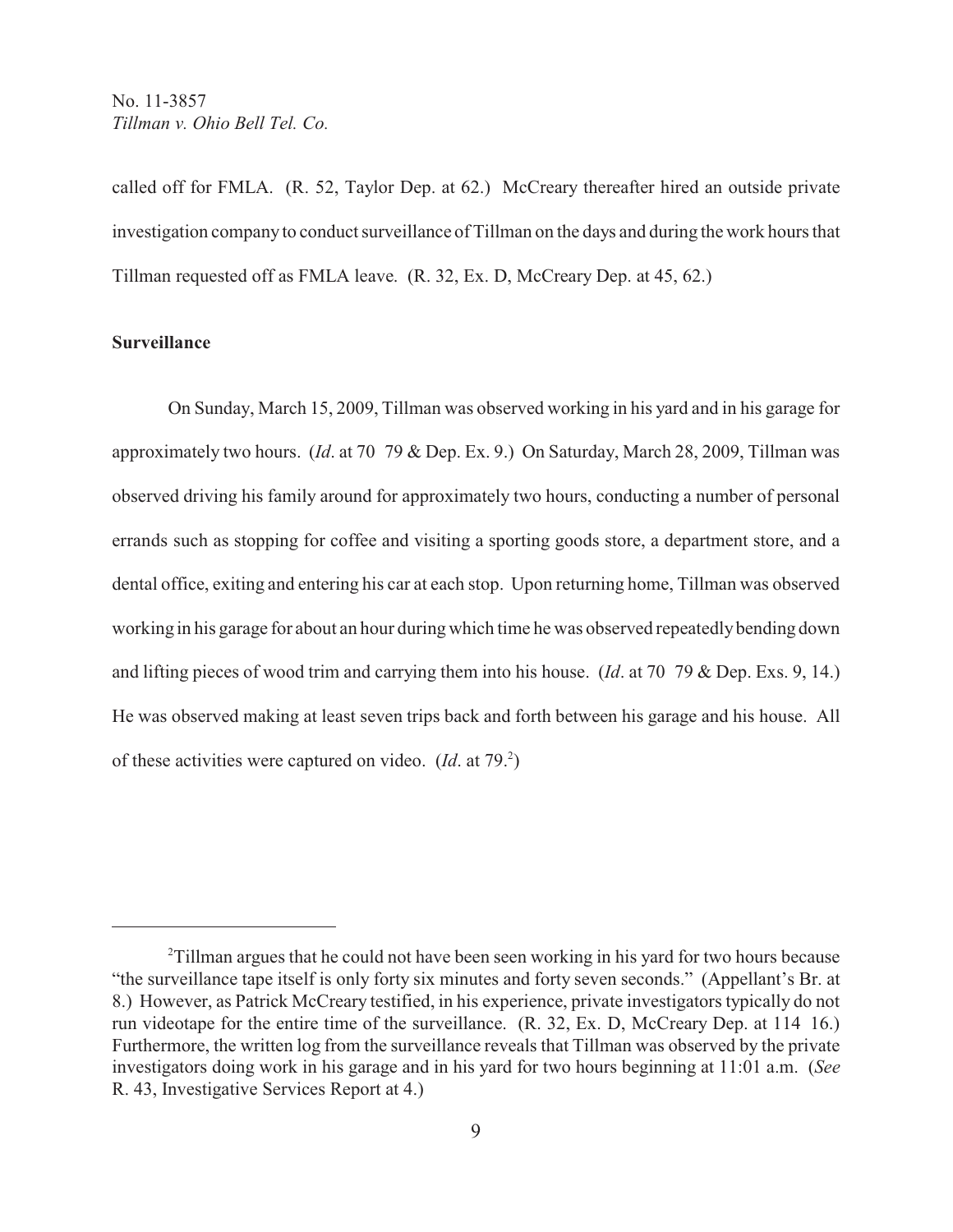called off for FMLA. (R. 52, Taylor Dep. at 62.) McCreary thereafter hired an outside private investigation company to conduct surveillance of Tillman on the days and during the work hours that Tillman requested off as FMLA leave. (R. 32, Ex. D, McCreary Dep. at 45, 62.)

**Surveillance**

On Sunday, March 15, 2009, Tillman was observed working in his yard and in his garage for approximately two hours. (*Id*. at 70 79 & Dep. Ex. 9.) On Saturday, March 28, 2009, Tillman was observed driving his family around for approximately two hours, conducting a number of personal errands such as stopping for coffee and visiting a sporting goods store, a department store, and a dental office, exiting and entering his car at each stop. Upon returning home, Tillman was observed working in his garage for about an hour during which time he was observed repeatedly bending down and lifting pieces of wood trim and carrying them into his house. (*Id*. at 70 79 & Dep. Exs. 9, 14.) He was observed making at least seven trips back and forth between his garage and his house. All of these activities were captured on video. (*Id*. at 79.[2])

---

[2]Tillman argues that he could not have been seen working in his yard for two hours because "the surveillance tape itself is only forty six minutes and forty seven seconds." (Appellant's Br. at 8.) However, as Patrick McCreary testified, in his experience, private investigators typically do not run videotape for the entire time of the surveillance. (R. 32, Ex. D, McCreary Dep. at 114 16.) Furthermore, the written log from the surveillance reveals that Tillman was observed by the private investigators doing work in his garage and in his yard for two hours beginning at 11:01 a.m. (*See* R. 43, Investigative Services Report at 4.)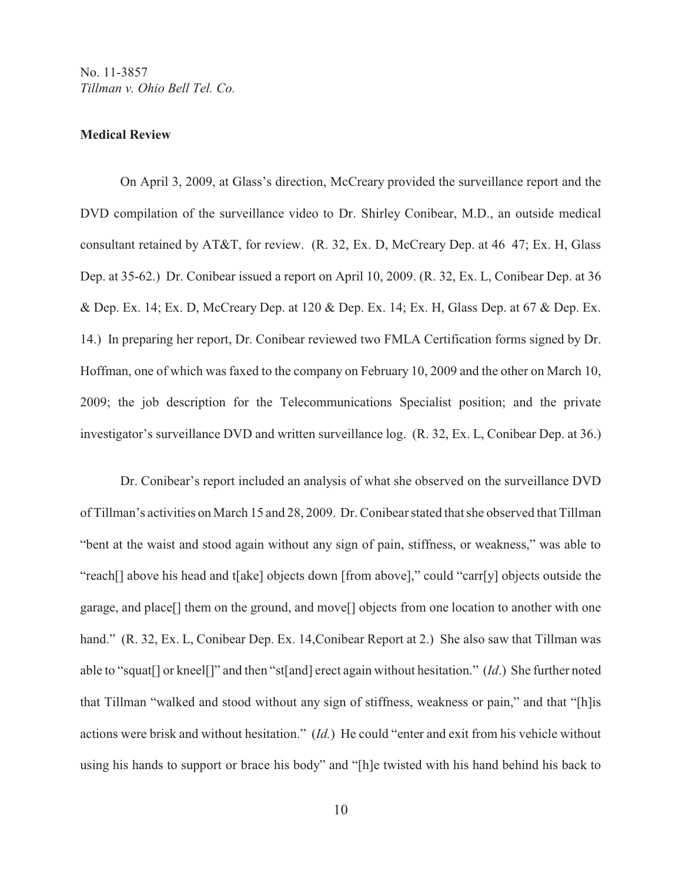**Medical Review**

On April 3, 2009, at Glass's direction, McCreary provided the surveillance report and the DVD compilation of the surveillance video to Dr. Shirley Conibear, M.D., an outside medical consultant retained by AT&T, for review. (R. 32, Ex. D, McCreary Dep. at 46 47; Ex. H, Glass Dep. at 35-62.) Dr. Conibear issued a report on April 10, 2009. (R. 32, Ex. L, Conibear Dep. at 36 & Dep. Ex. 14; Ex. D, McCreary Dep. at 120 & Dep. Ex. 14; Ex. H, Glass Dep. at 67 & Dep. Ex. 14.) In preparing her report, Dr. Conibear reviewed two FMLA Certification forms signed by Dr. Hoffman, one of which was faxed to the company on February 10, 2009 and the other on March 10, 2009; the job description for the Telecommunications Specialist position; and the private investigator's surveillance DVD and written surveillance log. (R. 32, Ex. L, Conibear Dep. at 36.)

Dr. Conibear's report included an analysis of what she observed on the surveillance DVD of Tillman's activities on March 15 and 28, 2009. Dr. Conibear stated that she observed that Tillman "bent at the waist and stood again without any sign of pain, stiffness, or weakness," was able to "reach[] above his head and t[ake] objects down [from above]," could "carr[y] objects outside the garage, and place[] them on the ground, and move[] objects from one location to another with one hand." (R. 32, Ex. L, Conibear Dep. Ex. 14,Conibear Report at 2.) She also saw that Tillman was able to "squat[] or kneel[]" and then "st[and] erect again without hesitation." (*Id*.) She further noted that Tillman "walked and stood without any sign of stiffness, weakness or pain," and that "[h]is actions were brisk and without hesitation." (*Id.*) He could "enter and exit from his vehicle without using his hands to support or brace his body" and "[h]e twisted with his hand behind his back to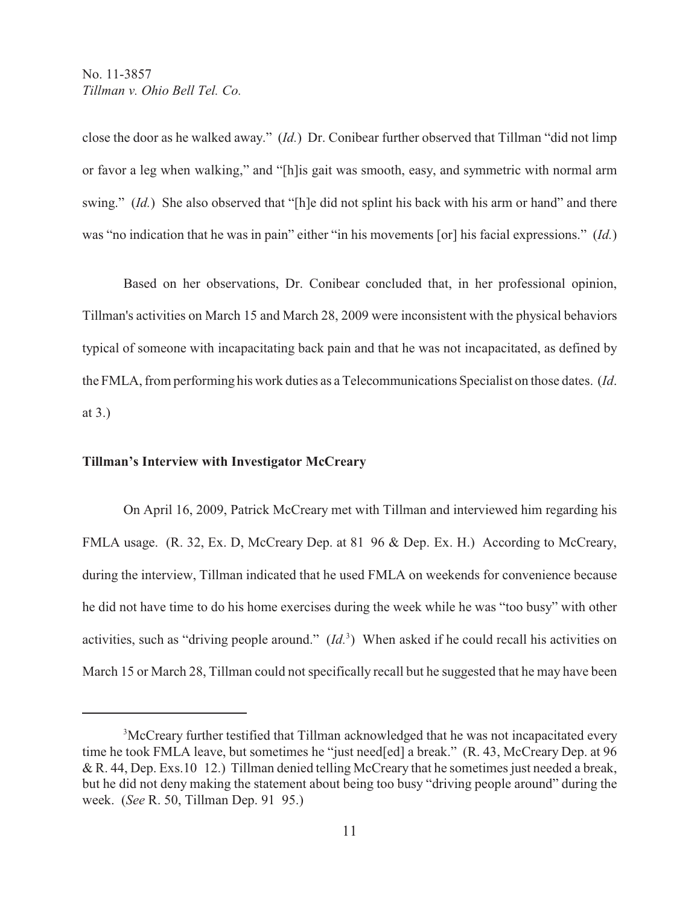close the door as he walked away." (*Id.*) Dr. Conibear further observed that Tillman "did not limp or favor a leg when walking," and "[h]is gait was smooth, easy, and symmetric with normal arm swing." (*Id.*) She also observed that "[h]e did not splint his back with his arm or hand" and there was "no indication that he was in pain" either "in his movements [or] his facial expressions." (*Id.*)

Based on her observations, Dr. Conibear concluded that, in her professional opinion, Tillman's activities on March 15 and March 28, 2009 were inconsistent with the physical behaviors typical of someone with incapacitating back pain and that he was not incapacitated, as defined by the FMLA, from performing his work duties as a Telecommunications Specialist on those dates. (*Id*. at 3.)

**Tillman's Interview with Investigator McCreary**

On April 16, 2009, Patrick McCreary met with Tillman and interviewed him regarding his FMLA usage. (R. 32, Ex. D, McCreary Dep. at 81 96 & Dep. Ex. H.) According to McCreary, during the interview, Tillman indicated that he used FMLA on weekends for convenience because he did not have time to do his home exercises during the week while he was "too busy" with other activities, such as "driving people around." (*Id.*[3]) When asked if he could recall his activities on March 15 or March 28, Tillman could not specifically recall but he suggested that he may have been

[3]McCreary further testified that Tillman acknowledged that he was not incapacitated every time he took FMLA leave, but sometimes he "just need[ed] a break." (R. 43, McCreary Dep. at 96 & R. 44, Dep. Exs.10 12.) Tillman denied telling McCreary that he sometimes just needed a break, but he did not deny making the statement about being too busy "driving people around" during the week. (*See* R. 50, Tillman Dep. 91 95.)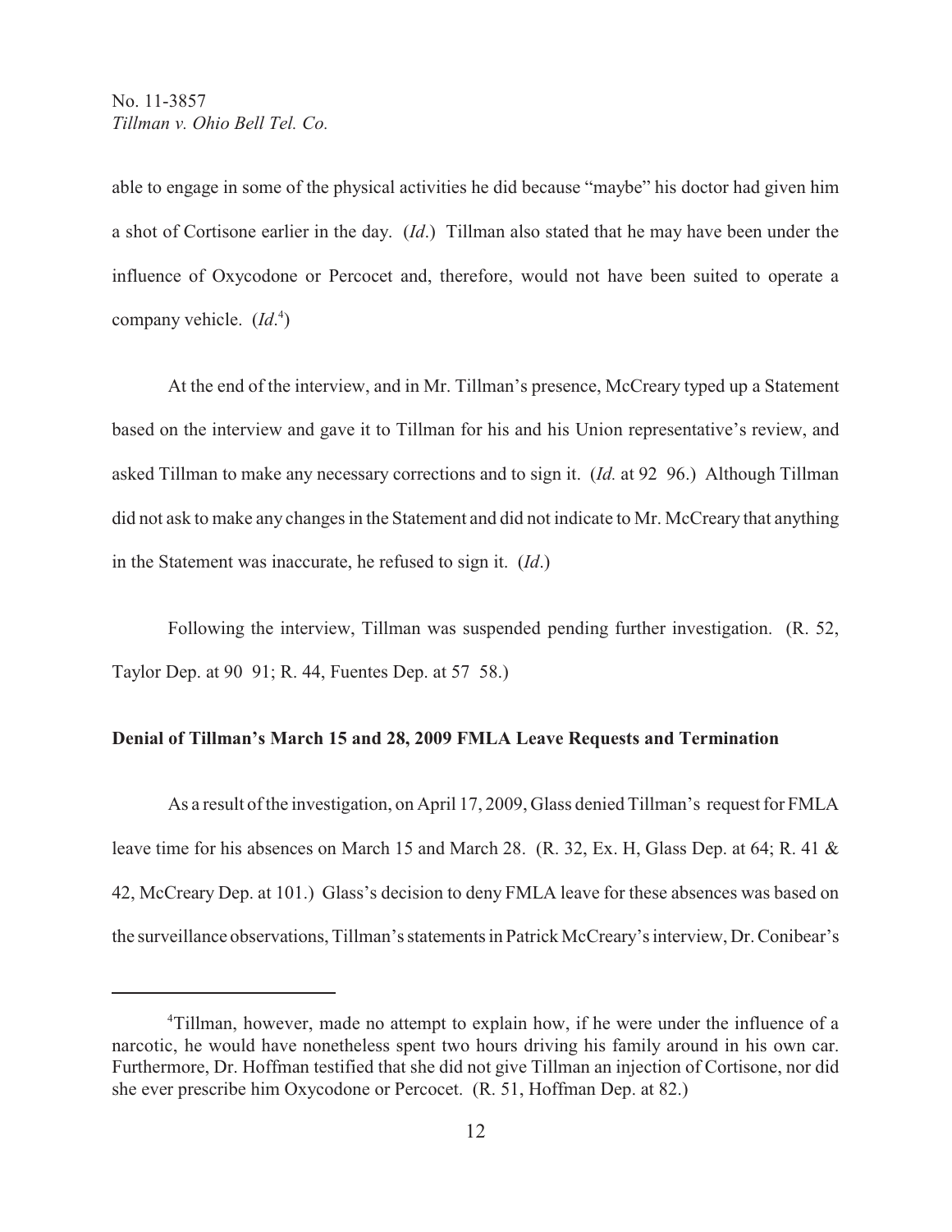able to engage in some of the physical activities he did because "maybe" his doctor had given him a shot of Cortisone earlier in the day. (*Id*.) Tillman also stated that he may have been under the influence of Oxycodone or Percocet and, therefore, would not have been suited to operate a company vehicle. (*Id*.[4])

At the end of the interview, and in Mr. Tillman's presence, McCreary typed up a Statement based on the interview and gave it to Tillman for his and his Union representative's review, and asked Tillman to make any necessary corrections and to sign it. (*Id.* at 92 96.) Although Tillman did not ask to make any changes in the Statement and did not indicate to Mr. McCreary that anything in the Statement was inaccurate, he refused to sign it. (*Id*.)

Following the interview, Tillman was suspended pending further investigation. (R. 52, Taylor Dep. at 90 91; R. 44, Fuentes Dep. at 57 58.)

**Denial of Tillman's March 15 and 28, 2009 FMLA Leave Requests and Termination**

As a result of the investigation, on April 17, 2009, Glass denied Tillman's request for FMLA leave time for his absences on March 15 and March 28. (R. 32, Ex. H, Glass Dep. at 64; R. 41 & 42, McCreary Dep. at 101.) Glass's decision to deny FMLA leave for these absences was based on the surveillance observations, Tillman's statements in Patrick McCreary's interview, Dr. Conibear's

---

[4]Tillman, however, made no attempt to explain how, if he were under the influence of a narcotic, he would have nonetheless spent two hours driving his family around in his own car. Furthermore, Dr. Hoffman testified that she did not give Tillman an injection of Cortisone, nor did she ever prescribe him Oxycodone or Percocet. (R. 51, Hoffman Dep. at 82.)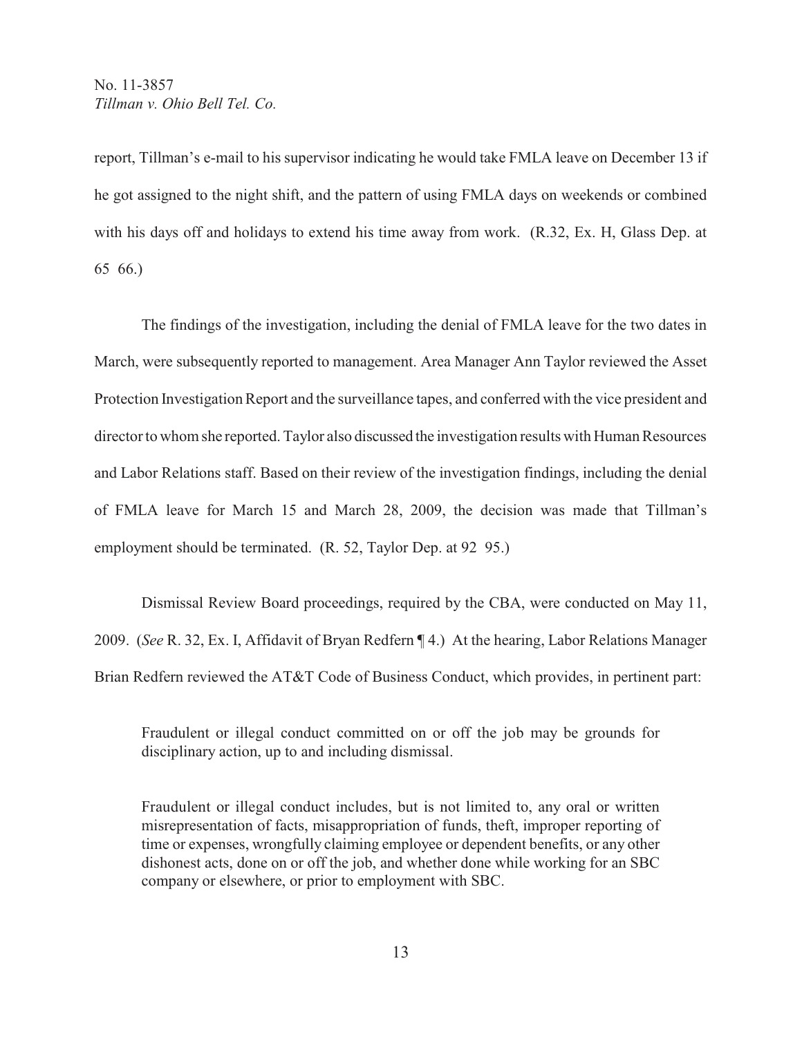report, Tillman's e-mail to his supervisor indicating he would take FMLA leave on December 13 if he got assigned to the night shift, and the pattern of using FMLA days on weekends or combined with his days off and holidays to extend his time away from work. (R.32, Ex. H, Glass Dep. at 65 66.)

The findings of the investigation, including the denial of FMLA leave for the two dates in March, were subsequently reported to management. Area Manager Ann Taylor reviewed the Asset Protection Investigation Report and the surveillance tapes, and conferred with the vice president and director to whom she reported. Taylor also discussed the investigation results with Human Resources and Labor Relations staff. Based on their review of the investigation findings, including the denial of FMLA leave for March 15 and March 28, 2009, the decision was made that Tillman's employment should be terminated. (R. 52, Taylor Dep. at 92 95.)

Dismissal Review Board proceedings, required by the CBA, were conducted on May 11, 2009. (*See* R. 32, Ex. I, Affidavit of Bryan Redfern ¶ 4.) At the hearing, Labor Relations Manager Brian Redfern reviewed the AT&T Code of Business Conduct, which provides, in pertinent part:

> Fraudulent or illegal conduct committed on or off the job may be grounds for disciplinary action, up to and including dismissal.
>
> Fraudulent or illegal conduct includes, but is not limited to, any oral or written misrepresentation of facts, misappropriation of funds, theft, improper reporting of time or expenses, wrongfully claiming employee or dependent benefits, or any other dishonest acts, done on or off the job, and whether done while working for an SBC company or elsewhere, or prior to employment with SBC.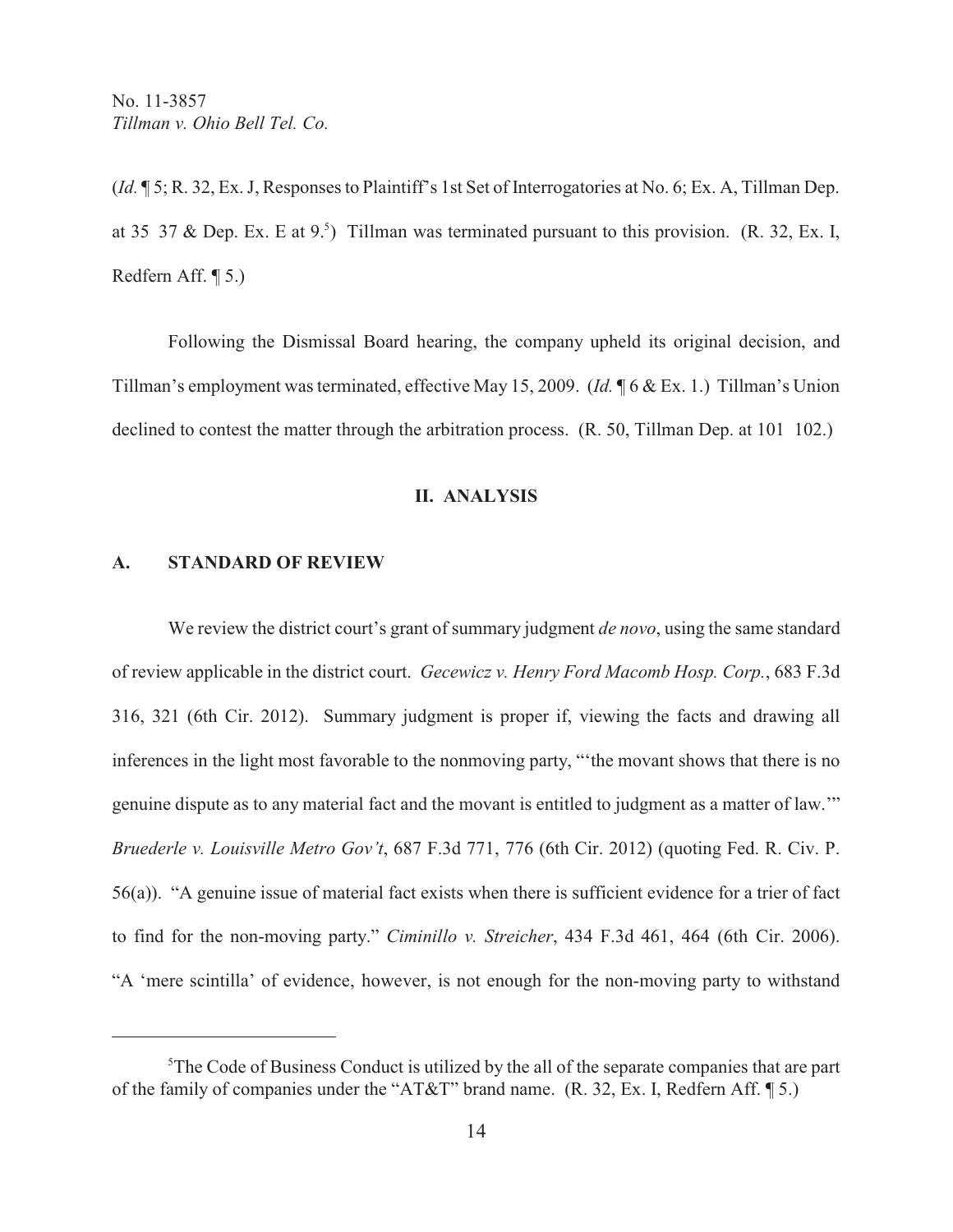(*Id.* ¶ 5; R. 32, Ex. J, Responses to Plaintiff's 1st Set of Interrogatories at No. 6; Ex. A, Tillman Dep. at 35 37 & Dep. Ex. E at 9.[5]) Tillman was terminated pursuant to this provision. (R. 32, Ex. I, Redfern Aff. ¶ 5.)

Following the Dismissal Board hearing, the company upheld its original decision, and Tillman's employment was terminated, effective May 15, 2009. (*Id.* ¶ 6 & Ex. 1.) Tillman's Union declined to contest the matter through the arbitration process. (R. 50, Tillman Dep. at 101 102.)

## II. ANALYSIS

### A. STANDARD OF REVIEW

We review the district court's grant of summary judgment *de novo*, using the same standard of review applicable in the district court. *Gecewicz v. Henry Ford Macomb Hosp. Corp.*, 683 F.3d 316, 321 (6th Cir. 2012). Summary judgment is proper if, viewing the facts and drawing all inferences in the light most favorable to the nonmoving party, "'the movant shows that there is no genuine dispute as to any material fact and the movant is entitled to judgment as a matter of law.'" *Bruederle v. Louisville Metro Gov't*, 687 F.3d 771, 776 (6th Cir. 2012) (quoting Fed. R. Civ. P. 56(a)). "A genuine issue of material fact exists when there is sufficient evidence for a trier of fact to find for the non-moving party." *Ciminillo v. Streicher*, 434 F.3d 461, 464 (6th Cir. 2006). "A 'mere scintilla' of evidence, however, is not enough for the non-moving party to withstand

---

[5]The Code of Business Conduct is utilized by the all of the separate companies that are part of the family of companies under the "AT&T" brand name. (R. 32, Ex. I, Redfern Aff. ¶ 5.)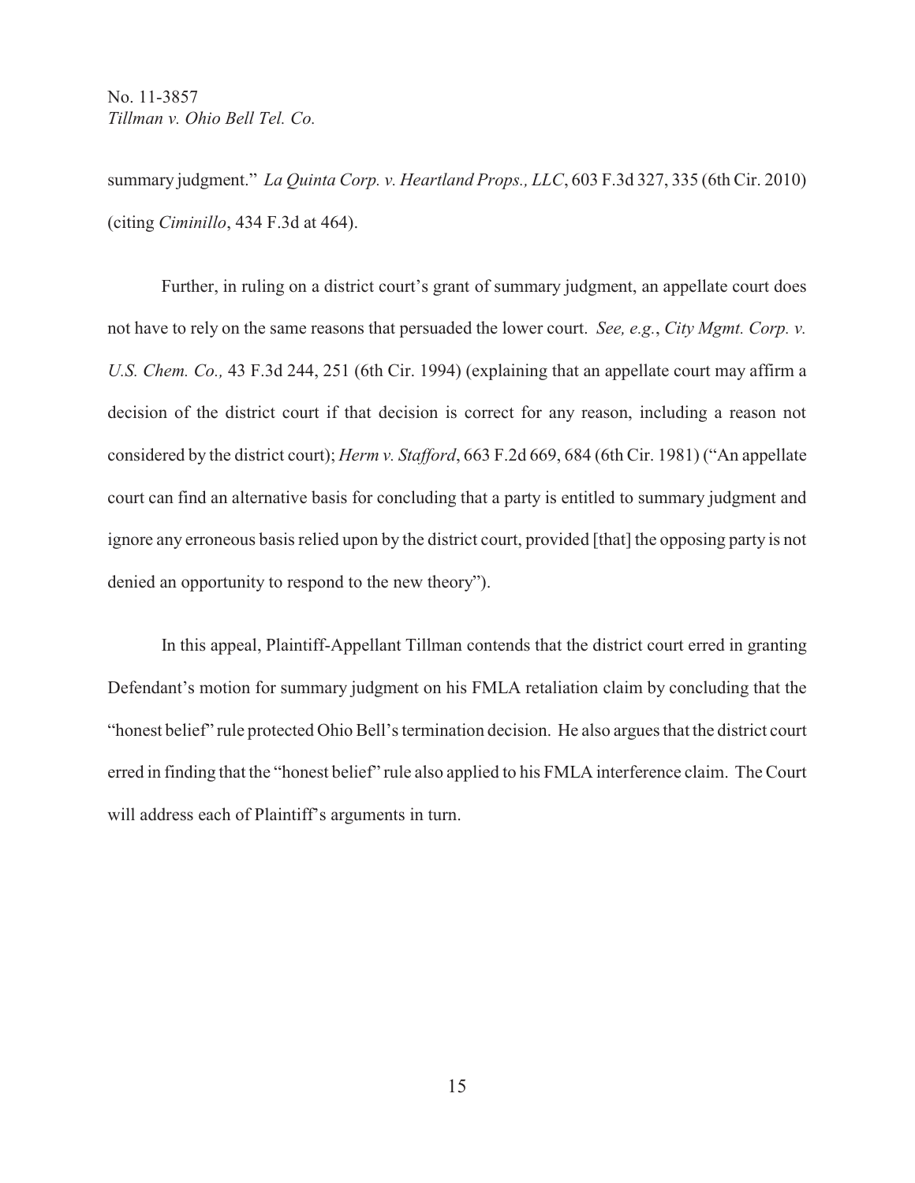summary judgment." *La Quinta Corp. v. Heartland Props., LLC*, 603 F.3d 327, 335 (6th Cir. 2010) (citing *Ciminillo*, 434 F.3d at 464).

Further, in ruling on a district court's grant of summary judgment, an appellate court does not have to rely on the same reasons that persuaded the lower court. *See, e.g.*, *City Mgmt. Corp. v. U.S. Chem. Co.,* 43 F.3d 244, 251 (6th Cir. 1994) (explaining that an appellate court may affirm a decision of the district court if that decision is correct for any reason, including a reason not considered by the district court); *Herm v. Stafford*, 663 F.2d 669, 684 (6th Cir. 1981) ("An appellate court can find an alternative basis for concluding that a party is entitled to summary judgment and ignore any erroneous basis relied upon by the district court, provided [that] the opposing party is not denied an opportunity to respond to the new theory").

In this appeal, Plaintiff-Appellant Tillman contends that the district court erred in granting Defendant's motion for summary judgment on his FMLA retaliation claim by concluding that the "honest belief" rule protected Ohio Bell's termination decision. He also argues that the district court erred in finding that the "honest belief" rule also applied to his FMLA interference claim. The Court will address each of Plaintiff's arguments in turn.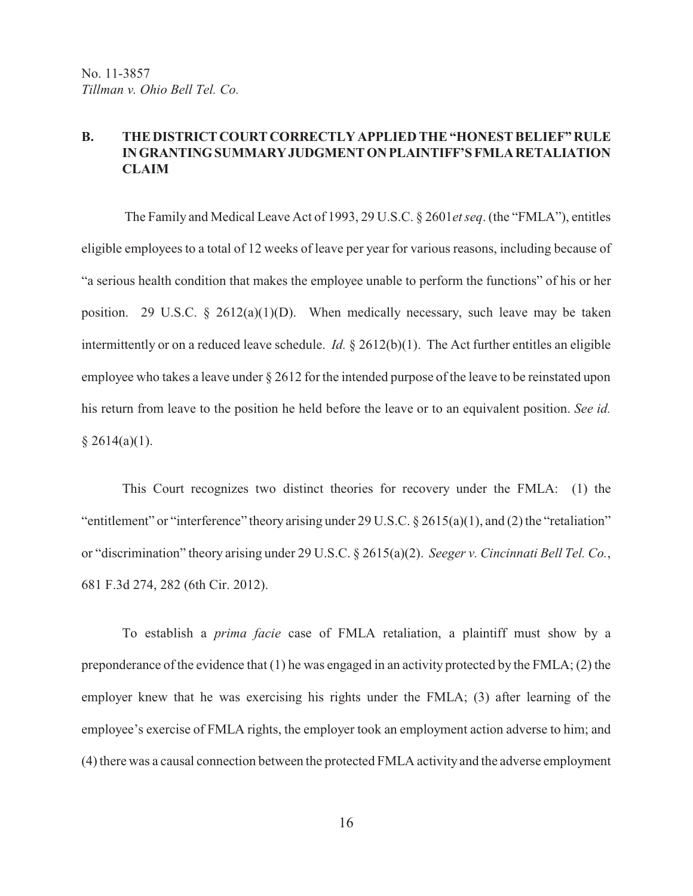## B. THE DISTRICT COURT CORRECTLY APPLIED THE "HONEST BELIEF" RULE IN GRANTING SUMMARY JUDGMENT ON PLAINTIFF'S FMLA RETALIATION CLAIM

The Family and Medical Leave Act of 1993, 29 U.S.C. § 2601*et seq*. (the "FMLA"), entitles eligible employees to a total of 12 weeks of leave per year for various reasons, including because of "a serious health condition that makes the employee unable to perform the functions" of his or her position. 29 U.S.C. § 2612(a)(1)(D). When medically necessary, such leave may be taken intermittently or on a reduced leave schedule. *Id.* § 2612(b)(1). The Act further entitles an eligible employee who takes a leave under § 2612 for the intended purpose of the leave to be reinstated upon his return from leave to the position he held before the leave or to an equivalent position. *See id.* § 2614(a)(1).

This Court recognizes two distinct theories for recovery under the FMLA: (1) the "entitlement" or "interference" theory arising under 29 U.S.C. § 2615(a)(1), and (2) the "retaliation" or "discrimination" theory arising under 29 U.S.C. § 2615(a)(2). *Seeger v. Cincinnati Bell Tel. Co.*, 681 F.3d 274, 282 (6th Cir. 2012).

To establish a *prima facie* case of FMLA retaliation, a plaintiff must show by a preponderance of the evidence that (1) he was engaged in an activity protected by the FMLA; (2) the employer knew that he was exercising his rights under the FMLA; (3) after learning of the employee's exercise of FMLA rights, the employer took an employment action adverse to him; and (4) there was a causal connection between the protected FMLA activity and the adverse employment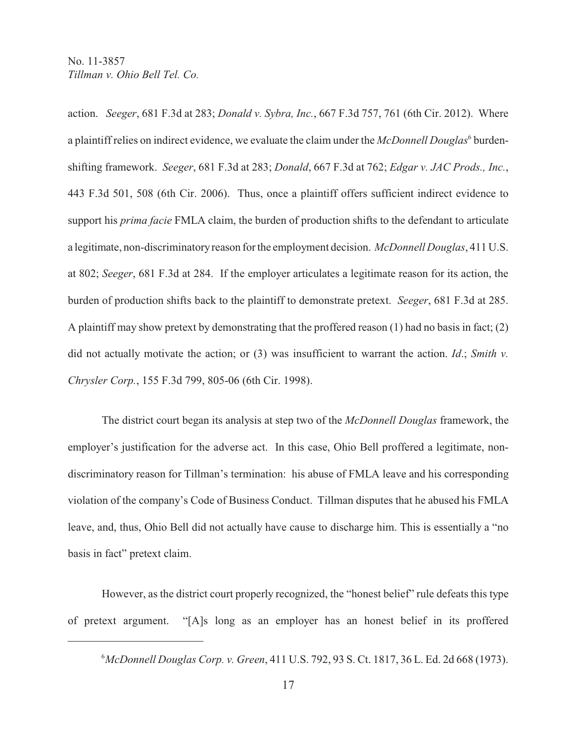action. *Seeger*, 681 F.3d at 283; *Donald v. Sybra, Inc.*, 667 F.3d 757, 761 (6th Cir. 2012). Where a plaintiff relies on indirect evidence, we evaluate the claim under the *McDonnell Douglas*[6] burden-shifting framework. *Seeger*, 681 F.3d at 283; *Donald*, 667 F.3d at 762; *Edgar v. JAC Prods., Inc.*, 443 F.3d 501, 508 (6th Cir. 2006). Thus, once a plaintiff offers sufficient indirect evidence to support his *prima facie* FMLA claim, the burden of production shifts to the defendant to articulate a legitimate, non-discriminatory reason for the employment decision. *McDonnell Douglas*, 411 U.S. at 802; *Seeger*, 681 F.3d at 284. If the employer articulates a legitimate reason for its action, the burden of production shifts back to the plaintiff to demonstrate pretext. *Seeger*, 681 F.3d at 285. A plaintiff may show pretext by demonstrating that the proffered reason (1) had no basis in fact; (2) did not actually motivate the action; or (3) was insufficient to warrant the action. *Id*.; *Smith v. Chrysler Corp.*, 155 F.3d 799, 805-06 (6th Cir. 1998).

The district court began its analysis at step two of the *McDonnell Douglas* framework, the employer's justification for the adverse act. In this case, Ohio Bell proffered a legitimate, non-discriminatory reason for Tillman's termination: his abuse of FMLA leave and his corresponding violation of the company's Code of Business Conduct. Tillman disputes that he abused his FMLA leave, and, thus, Ohio Bell did not actually have cause to discharge him. This is essentially a "no basis in fact" pretext claim.

However, as the district court properly recognized, the "honest belief" rule defeats this type of pretext argument. "[A]s long as an employer has an honest belief in its proffered

[6] *McDonnell Douglas Corp. v. Green*, 411 U.S. 792, 93 S. Ct. 1817, 36 L. Ed. 2d 668 (1973).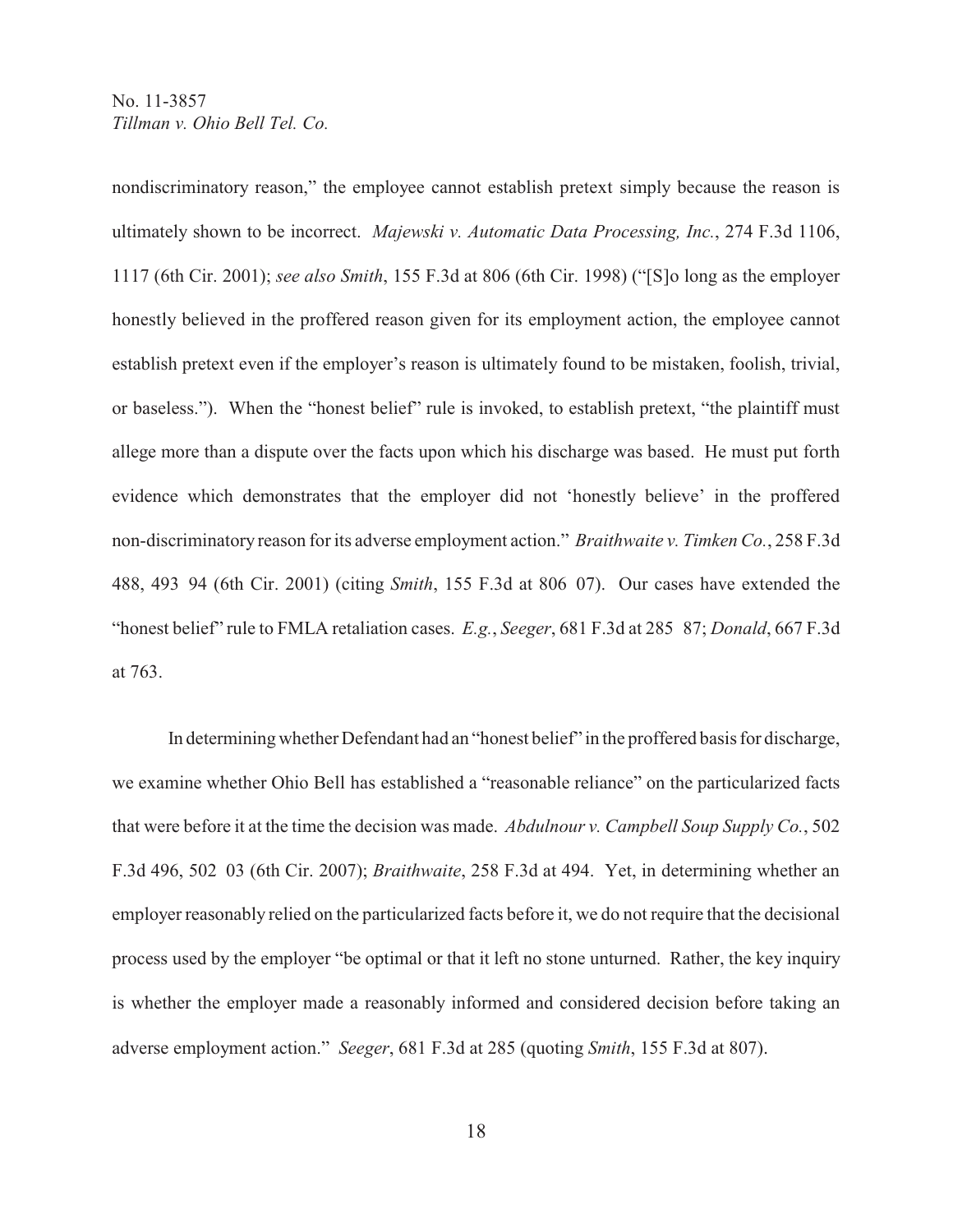nondiscriminatory reason," the employee cannot establish pretext simply because the reason is ultimately shown to be incorrect. *Majewski v. Automatic Data Processing, Inc.*, 274 F.3d 1106, 1117 (6th Cir. 2001); *see also Smith*, 155 F.3d at 806 (6th Cir. 1998) ("[S]o long as the employer honestly believed in the proffered reason given for its employment action, the employee cannot establish pretext even if the employer's reason is ultimately found to be mistaken, foolish, trivial, or baseless."). When the "honest belief" rule is invoked, to establish pretext, "the plaintiff must allege more than a dispute over the facts upon which his discharge was based. He must put forth evidence which demonstrates that the employer did not 'honestly believe' in the proffered non-discriminatory reason for its adverse employment action." *Braithwaite v. Timken Co.*, 258 F.3d 488, 493 94 (6th Cir. 2001) (citing *Smith*, 155 F.3d at 806 07). Our cases have extended the "honest belief" rule to FMLA retaliation cases. *E.g.*, *Seeger*, 681 F.3d at 285 87; *Donald*, 667 F.3d at 763.

In determining whether Defendant had an "honest belief" in the proffered basis for discharge, we examine whether Ohio Bell has established a "reasonable reliance" on the particularized facts that were before it at the time the decision was made. *Abdulnour v. Campbell Soup Supply Co.*, 502 F.3d 496, 502 03 (6th Cir. 2007); *Braithwaite*, 258 F.3d at 494. Yet, in determining whether an employer reasonably relied on the particularized facts before it, we do not require that the decisional process used by the employer "be optimal or that it left no stone unturned. Rather, the key inquiry is whether the employer made a reasonably informed and considered decision before taking an adverse employment action." *Seeger*, 681 F.3d at 285 (quoting *Smith*, 155 F.3d at 807).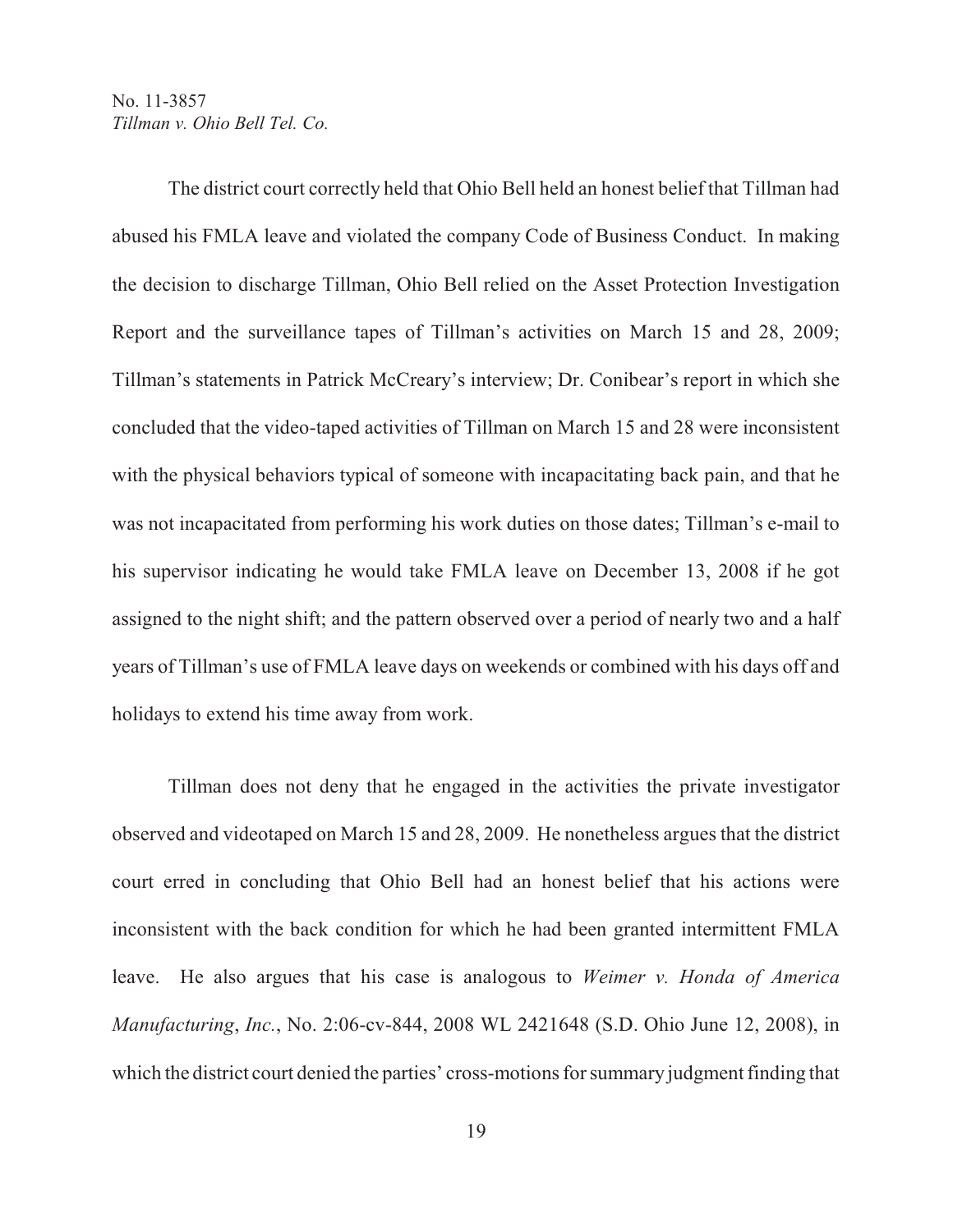The district court correctly held that Ohio Bell held an honest belief that Tillman had abused his FMLA leave and violated the company Code of Business Conduct. In making the decision to discharge Tillman, Ohio Bell relied on the Asset Protection Investigation Report and the surveillance tapes of Tillman's activities on March 15 and 28, 2009; Tillman's statements in Patrick McCreary's interview; Dr. Conibear's report in which she concluded that the video-taped activities of Tillman on March 15 and 28 were inconsistent with the physical behaviors typical of someone with incapacitating back pain, and that he was not incapacitated from performing his work duties on those dates; Tillman's e-mail to his supervisor indicating he would take FMLA leave on December 13, 2008 if he got assigned to the night shift; and the pattern observed over a period of nearly two and a half years of Tillman's use of FMLA leave days on weekends or combined with his days off and holidays to extend his time away from work.

Tillman does not deny that he engaged in the activities the private investigator observed and videotaped on March 15 and 28, 2009. He nonetheless argues that the district court erred in concluding that Ohio Bell had an honest belief that his actions were inconsistent with the back condition for which he had been granted intermittent FMLA leave. He also argues that his case is analogous to *Weimer v. Honda of America Manufacturing*, *Inc.*, No. 2:06-cv-844, 2008 WL 2421648 (S.D. Ohio June 12, 2008), in which the district court denied the parties' cross-motions for summary judgment finding that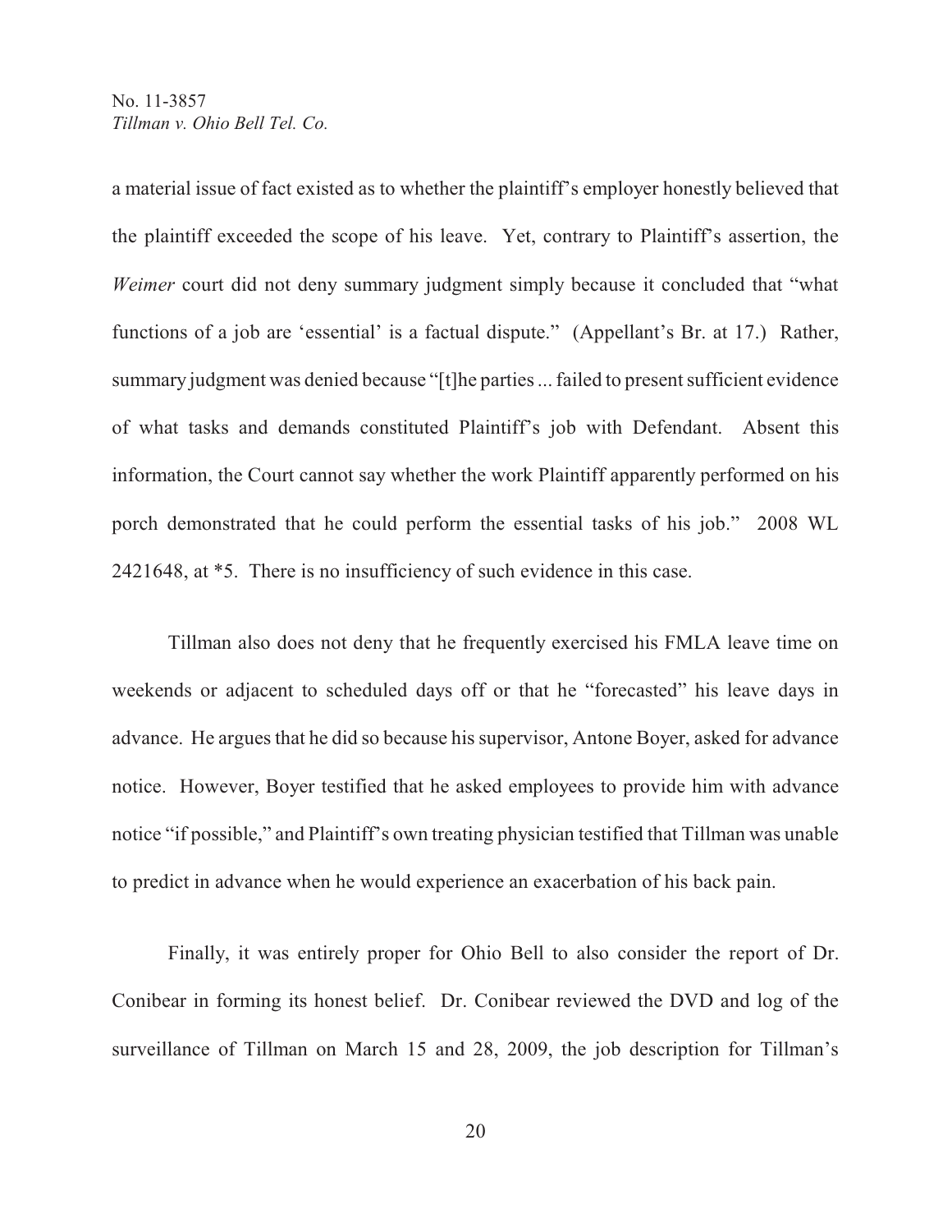a material issue of fact existed as to whether the plaintiff's employer honestly believed that the plaintiff exceeded the scope of his leave. Yet, contrary to Plaintiff's assertion, the *Weimer* court did not deny summary judgment simply because it concluded that "what functions of a job are 'essential' is a factual dispute." (Appellant's Br. at 17.) Rather, summary judgment was denied because "[t]he parties ... failed to present sufficient evidence of what tasks and demands constituted Plaintiff's job with Defendant. Absent this information, the Court cannot say whether the work Plaintiff apparently performed on his porch demonstrated that he could perform the essential tasks of his job." 2008 WL 2421648, at *5. There is no insufficiency of such evidence in this case.

Tillman also does not deny that he frequently exercised his FMLA leave time on weekends or adjacent to scheduled days off or that he "forecasted" his leave days in advance. He argues that he did so because his supervisor, Antone Boyer, asked for advance notice. However, Boyer testified that he asked employees to provide him with advance notice "if possible," and Plaintiff's own treating physician testified that Tillman was unable to predict in advance when he would experience an exacerbation of his back pain.

Finally, it was entirely proper for Ohio Bell to also consider the report of Dr. Conibear in forming its honest belief. Dr. Conibear reviewed the DVD and log of the surveillance of Tillman on March 15 and 28, 2009, the job description for Tillman's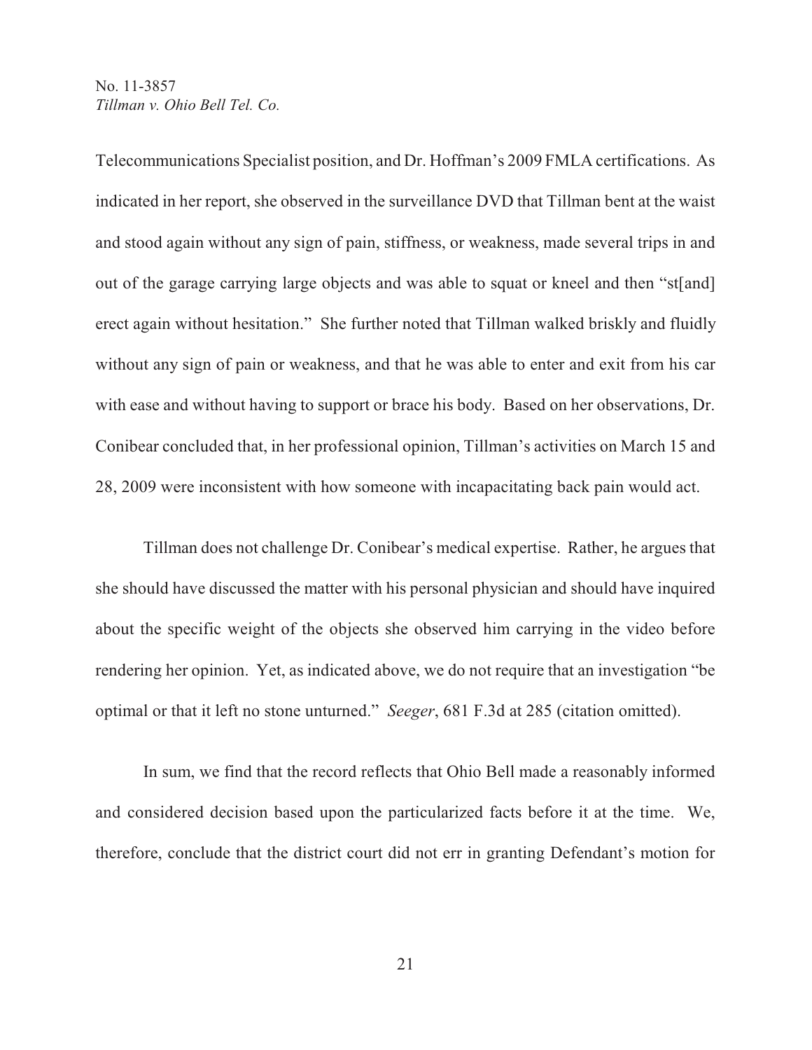Telecommunications Specialist position, and Dr. Hoffman's 2009 FMLA certifications. As indicated in her report, she observed in the surveillance DVD that Tillman bent at the waist and stood again without any sign of pain, stiffness, or weakness, made several trips in and out of the garage carrying large objects and was able to squat or kneel and then "st[and] erect again without hesitation." She further noted that Tillman walked briskly and fluidly without any sign of pain or weakness, and that he was able to enter and exit from his car with ease and without having to support or brace his body. Based on her observations, Dr. Conibear concluded that, in her professional opinion, Tillman's activities on March 15 and 28, 2009 were inconsistent with how someone with incapacitating back pain would act.

Tillman does not challenge Dr. Conibear's medical expertise. Rather, he argues that she should have discussed the matter with his personal physician and should have inquired about the specific weight of the objects she observed him carrying in the video before rendering her opinion. Yet, as indicated above, we do not require that an investigation "be optimal or that it left no stone unturned." *Seeger*, 681 F.3d at 285 (citation omitted).

In sum, we find that the record reflects that Ohio Bell made a reasonably informed and considered decision based upon the particularized facts before it at the time. We, therefore, conclude that the district court did not err in granting Defendant's motion for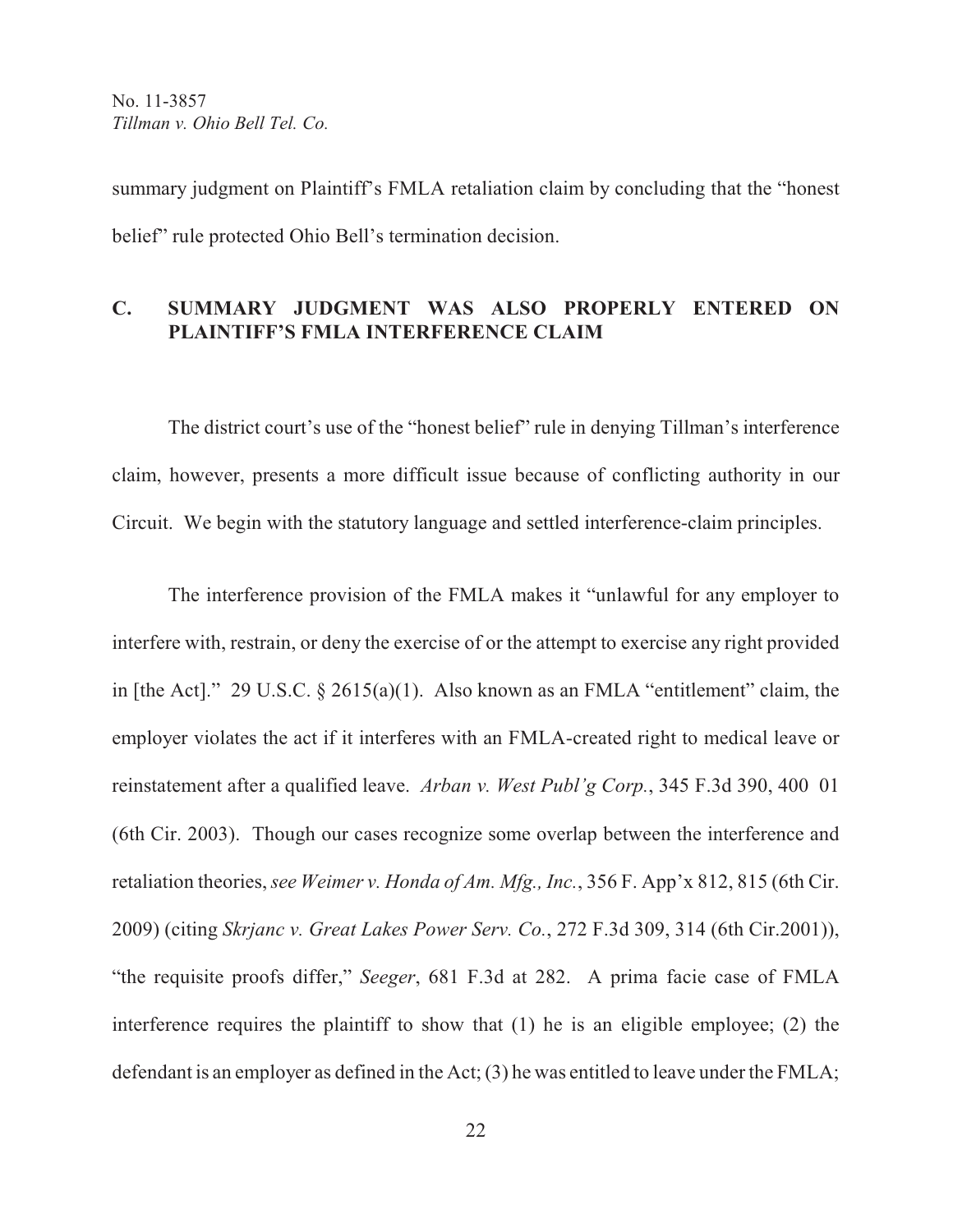summary judgment on Plaintiff's FMLA retaliation claim by concluding that the "honest belief" rule protected Ohio Bell's termination decision.

## C. SUMMARY JUDGMENT WAS ALSO PROPERLY ENTERED ON PLAINTIFF'S FMLA INTERFERENCE CLAIM

The district court's use of the "honest belief" rule in denying Tillman's interference claim, however, presents a more difficult issue because of conflicting authority in our Circuit. We begin with the statutory language and settled interference-claim principles.

The interference provision of the FMLA makes it "unlawful for any employer to interfere with, restrain, or deny the exercise of or the attempt to exercise any right provided in [the Act]." 29 U.S.C. § 2615(a)(1). Also known as an FMLA "entitlement" claim, the employer violates the act if it interferes with an FMLA-created right to medical leave or reinstatement after a qualified leave. *Arban v. West Publ'g Corp.*, 345 F.3d 390, 400 01 (6th Cir. 2003). Though our cases recognize some overlap between the interference and retaliation theories, *see Weimer v. Honda of Am. Mfg., Inc.*, 356 F. App'x 812, 815 (6th Cir. 2009) (citing *Skrjanc v. Great Lakes Power Serv. Co.*, 272 F.3d 309, 314 (6th Cir.2001)), "the requisite proofs differ," *Seeger*, 681 F.3d at 282. A prima facie case of FMLA interference requires the plaintiff to show that (1) he is an eligible employee; (2) the defendant is an employer as defined in the Act; (3) he was entitled to leave under the FMLA;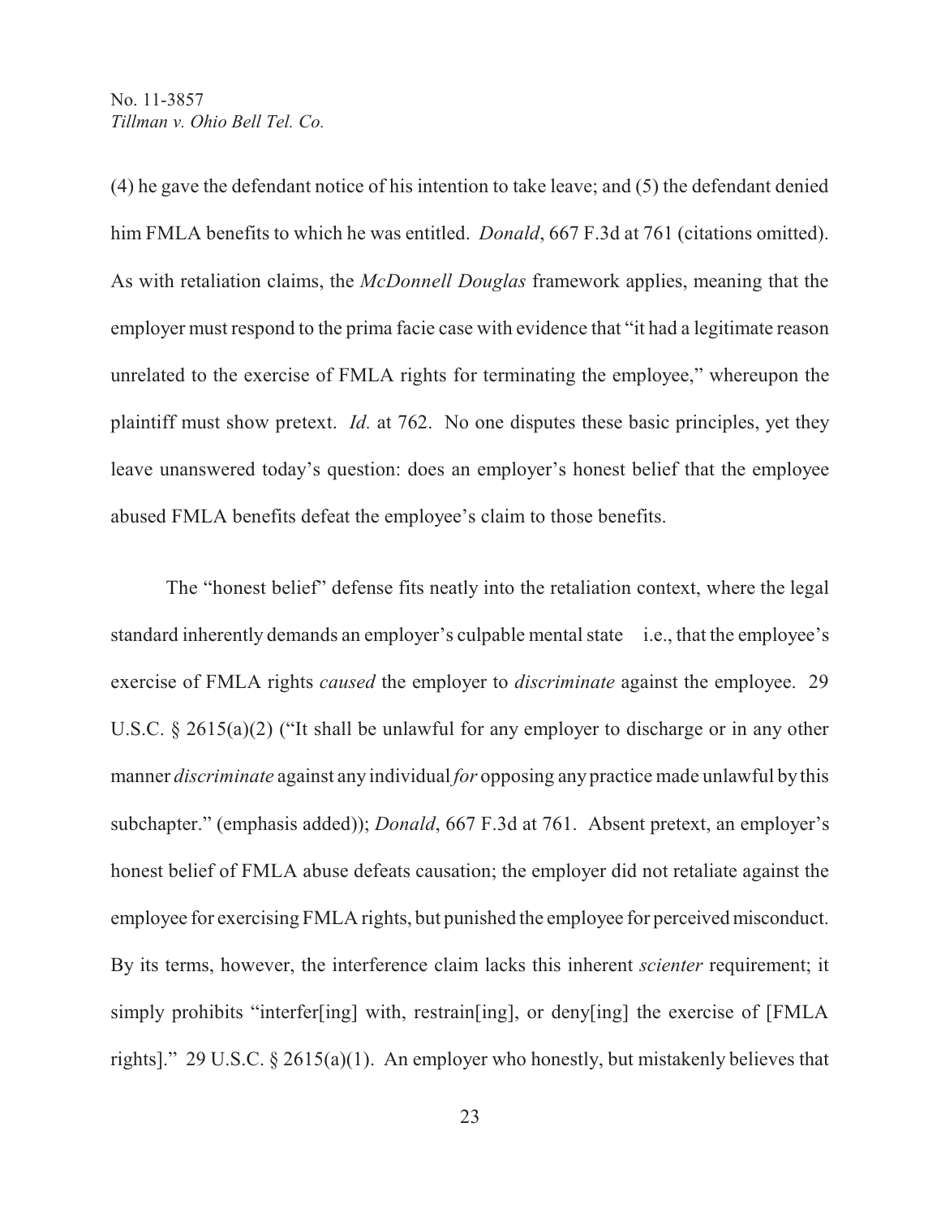(4) he gave the defendant notice of his intention to take leave; and (5) the defendant denied him FMLA benefits to which he was entitled. *Donald*, 667 F.3d at 761 (citations omitted). As with retaliation claims, the *McDonnell Douglas* framework applies, meaning that the employer must respond to the prima facie case with evidence that "it had a legitimate reason unrelated to the exercise of FMLA rights for terminating the employee," whereupon the plaintiff must show pretext. *Id.* at 762. No one disputes these basic principles, yet they leave unanswered today's question: does an employer's honest belief that the employee abused FMLA benefits defeat the employee's claim to those benefits.

The "honest belief" defense fits neatly into the retaliation context, where the legal standard inherently demands an employer's culpable mental state — i.e., that the employee's exercise of FMLA rights *caused* the employer to *discriminate* against the employee. 29 U.S.C. § 2615(a)(2) ("It shall be unlawful for any employer to discharge or in any other manner *discriminate* against any individual *for* opposing any practice made unlawful by this subchapter." (emphasis added)); *Donald*, 667 F.3d at 761. Absent pretext, an employer's honest belief of FMLA abuse defeats causation; the employer did not retaliate against the employee for exercising FMLA rights, but punished the employee for perceived misconduct. By its terms, however, the interference claim lacks this inherent *scienter* requirement; it simply prohibits "interfer[ing] with, restrain[ing], or deny[ing] the exercise of [FMLA rights]." 29 U.S.C. § 2615(a)(1). An employer who honestly, but mistakenly believes that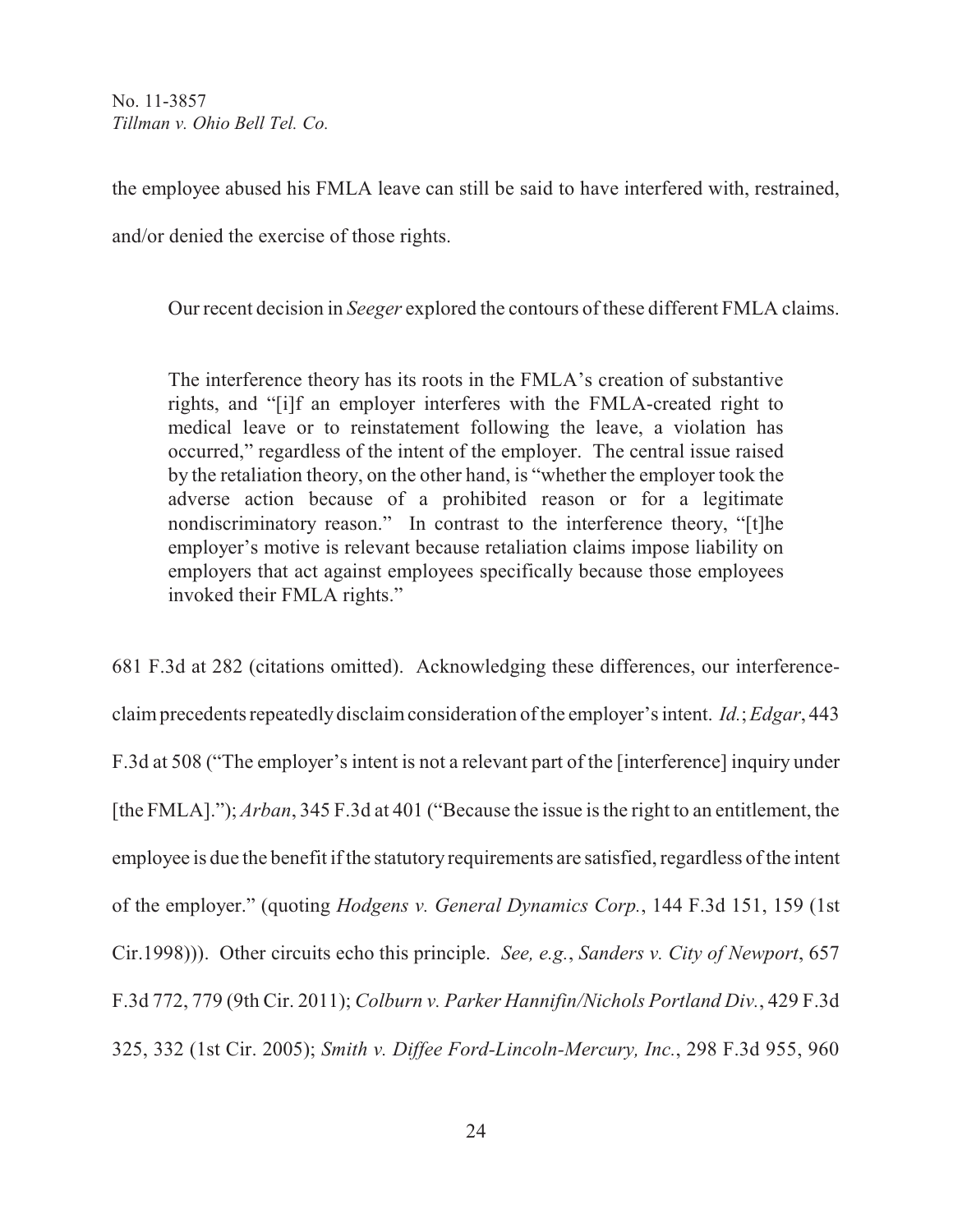the employee abused his FMLA leave can still be said to have interfered with, restrained, and/or denied the exercise of those rights.

Our recent decision in *Seeger* explored the contours of these different FMLA claims.

> The interference theory has its roots in the FMLA's creation of substantive rights, and "[i]f an employer interferes with the FMLA-created right to medical leave or to reinstatement following the leave, a violation has occurred," regardless of the intent of the employer. The central issue raised by the retaliation theory, on the other hand, is "whether the employer took the adverse action because of a prohibited reason or for a legitimate nondiscriminatory reason." In contrast to the interference theory, "[t]he employer's motive is relevant because retaliation claims impose liability on employers that act against employees specifically because those employees invoked their FMLA rights."

681 F.3d at 282 (citations omitted). Acknowledging these differences, our interference-claim precedents repeatedly disclaim consideration of the employer's intent. *Id.*; *Edgar*, 443 F.3d at 508 ("The employer's intent is not a relevant part of the [interference] inquiry under [the FMLA]."); *Arban*, 345 F.3d at 401 ("Because the issue is the right to an entitlement, the employee is due the benefit if the statutory requirements are satisfied, regardless of the intent of the employer." (quoting *Hodgens v. General Dynamics Corp.*, 144 F.3d 151, 159 (1st Cir.1998))). Other circuits echo this principle. *See, e.g.*, *Sanders v. City of Newport*, 657 F.3d 772, 779 (9th Cir. 2011); *Colburn v. Parker Hannifin/Nichols Portland Div.*, 429 F.3d 325, 332 (1st Cir. 2005); *Smith v. Diffee Ford-Lincoln-Mercury, Inc.*, 298 F.3d 955, 960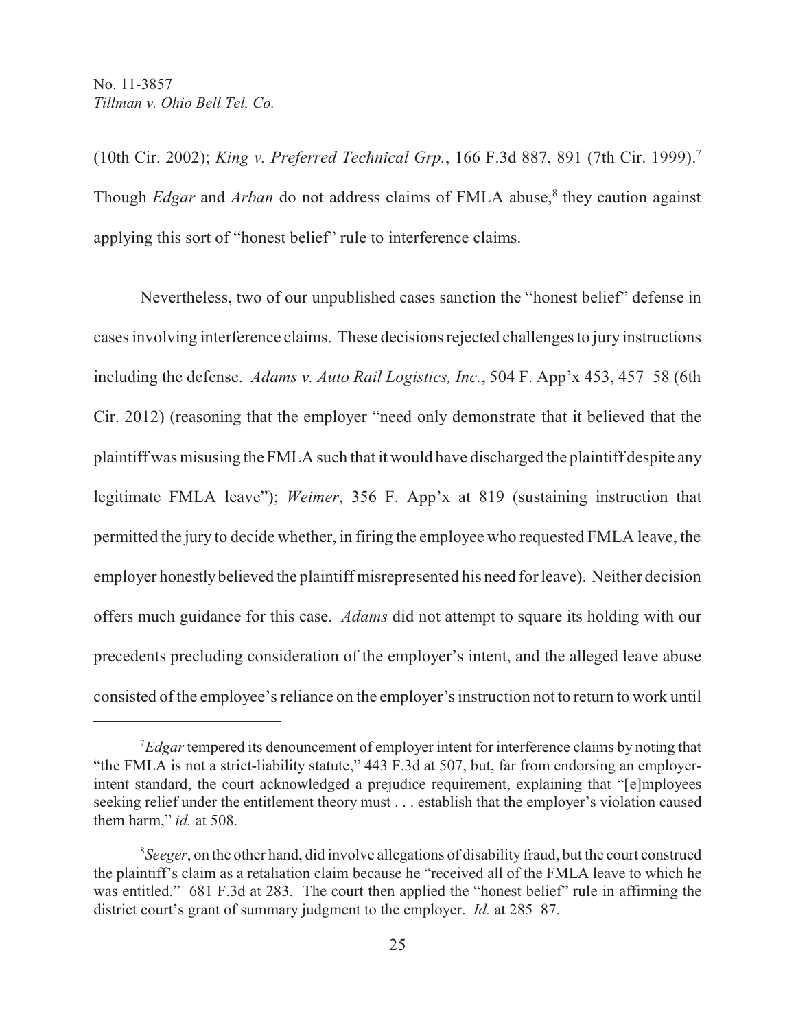(10th Cir. 2002); *King v. Preferred Technical Grp.*, 166 F.3d 887, 891 (7th Cir. 1999).[7] Though *Edgar* and *Arban* do not address claims of FMLA abuse,[8] they caution against applying this sort of "honest belief" rule to interference claims.

Nevertheless, two of our unpublished cases sanction the "honest belief" defense in cases involving interference claims. These decisions rejected challenges to jury instructions including the defense. *Adams v. Auto Rail Logistics, Inc.*, 504 F. App'x 453, 457 58 (6th Cir. 2012) (reasoning that the employer "need only demonstrate that it believed that the plaintiff was misusing the FMLA such that it would have discharged the plaintiff despite any legitimate FMLA leave"); *Weimer*, 356 F. App'x at 819 (sustaining instruction that permitted the jury to decide whether, in firing the employee who requested FMLA leave, the employer honestly believed the plaintiff misrepresented his need for leave). Neither decision offers much guidance for this case. *Adams* did not attempt to square its holding with our precedents precluding consideration of the employer's intent, and the alleged leave abuse consisted of the employee's reliance on the employer's instruction not to return to work until

---

[7] *Edgar* tempered its denouncement of employer intent for interference claims by noting that "the FMLA is not a strict-liability statute," 443 F.3d at 507, but, far from endorsing an employer-intent standard, the court acknowledged a prejudice requirement, explaining that "[e]mployees seeking relief under the entitlement theory must . . . establish that the employer's violation caused them harm," *id.* at 508.

[8] *Seeger*, on the other hand, did involve allegations of disability fraud, but the court construed the plaintiff's claim as a retaliation claim because he "received all of the FMLA leave to which he was entitled." 681 F.3d at 283. The court then applied the "honest belief" rule in affirming the district court's grant of summary judgment to the employer. *Id.* at 285 87.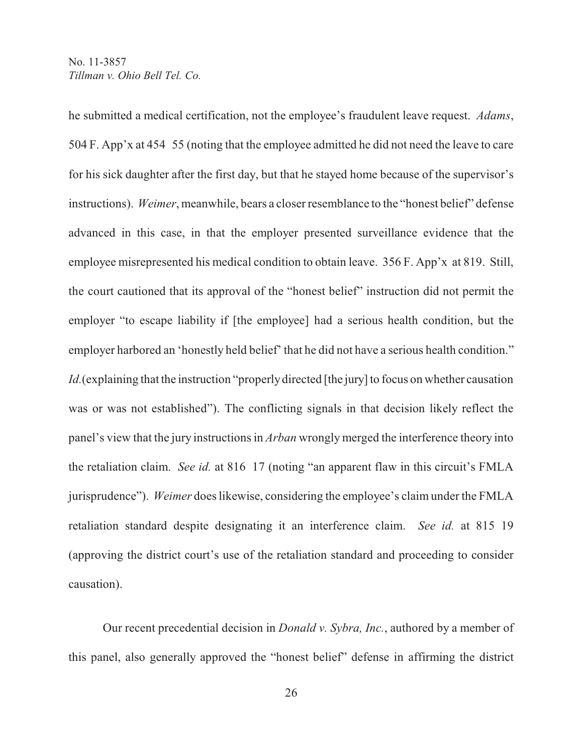he submitted a medical certification, not the employee's fraudulent leave request. *Adams*, 504 F. App'x at 454 55 (noting that the employee admitted he did not need the leave to care for his sick daughter after the first day, but that he stayed home because of the supervisor's instructions). *Weimer*, meanwhile, bears a closer resemblance to the "honest belief" defense advanced in this case, in that the employer presented surveillance evidence that the employee misrepresented his medical condition to obtain leave. 356 F. App'x at 819. Still, the court cautioned that its approval of the "honest belief" instruction did not permit the employer "to escape liability if [the employee] had a serious health condition, but the employer harbored an 'honestly held belief' that he did not have a serious health condition." *Id.*(explaining that the instruction "properly directed [the jury] to focus on whether causation was or was not established"). The conflicting signals in that decision likely reflect the panel's view that the jury instructions in *Arban* wrongly merged the interference theory into the retaliation claim. *See id.* at 816 17 (noting "an apparent flaw in this circuit's FMLA jurisprudence"). *Weimer* does likewise, considering the employee's claim under the FMLA retaliation standard despite designating it an interference claim. *See id.* at 815 19 (approving the district court's use of the retaliation standard and proceeding to consider causation).

Our recent precedential decision in *Donald v. Sybra, Inc.*, authored by a member of this panel, also generally approved the "honest belief" defense in affirming the district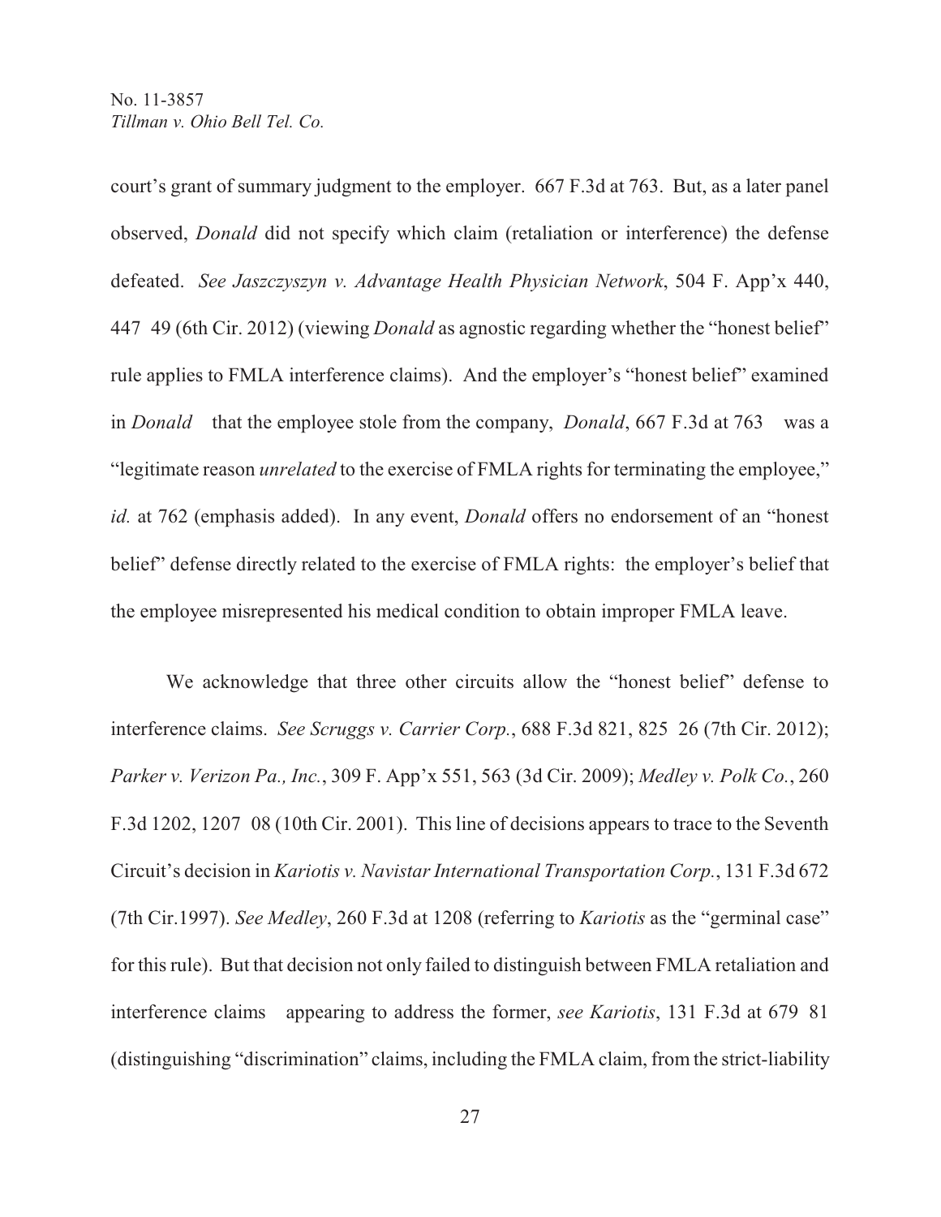court's grant of summary judgment to the employer. 667 F.3d at 763. But, as a later panel observed, *Donald* did not specify which claim (retaliation or interference) the defense defeated. *See Jaszczyszyn v. Advantage Health Physician Network*, 504 F. App'x 440, 447 49 (6th Cir. 2012) (viewing *Donald* as agnostic regarding whether the "honest belief" rule applies to FMLA interference claims). And the employer's "honest belief" examined in *Donald* that the employee stole from the company, *Donald*, 667 F.3d at 763 was a "legitimate reason *unrelated* to the exercise of FMLA rights for terminating the employee," *id.* at 762 (emphasis added). In any event, *Donald* offers no endorsement of an "honest belief" defense directly related to the exercise of FMLA rights: the employer's belief that the employee misrepresented his medical condition to obtain improper FMLA leave.

We acknowledge that three other circuits allow the "honest belief" defense to interference claims. *See Scruggs v. Carrier Corp.*, 688 F.3d 821, 825 26 (7th Cir. 2012); *Parker v. Verizon Pa., Inc.*, 309 F. App'x 551, 563 (3d Cir. 2009); *Medley v. Polk Co.*, 260 F.3d 1202, 1207 08 (10th Cir. 2001). This line of decisions appears to trace to the Seventh Circuit's decision in *Kariotis v. Navistar International Transportation Corp.*, 131 F.3d 672 (7th Cir.1997). *See Medley*, 260 F.3d at 1208 (referring to *Kariotis* as the "germinal case" for this rule). But that decision not only failed to distinguish between FMLA retaliation and interference claims appearing to address the former, *see Kariotis*, 131 F.3d at 679 81 (distinguishing "discrimination" claims, including the FMLA claim, from the strict-liability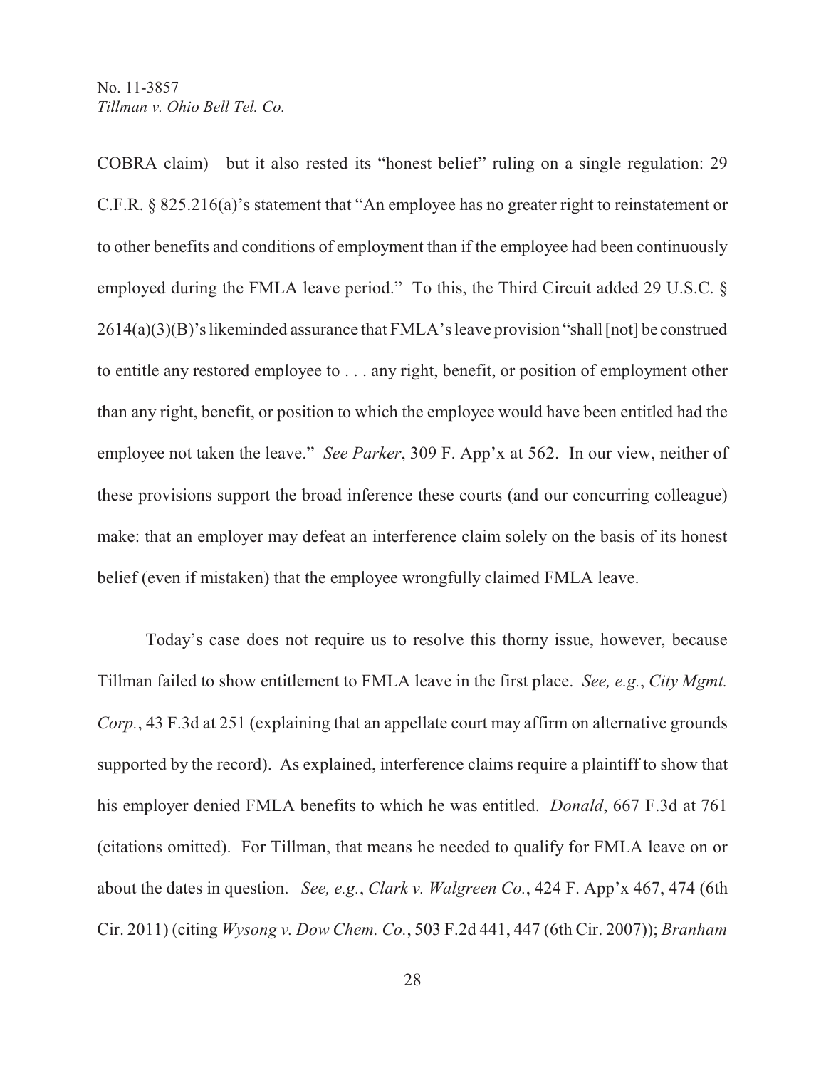COBRA claim) but it also rested its "honest belief" ruling on a single regulation: 29 C.F.R. § 825.216(a)'s statement that "An employee has no greater right to reinstatement or to other benefits and conditions of employment than if the employee had been continuously employed during the FMLA leave period." To this, the Third Circuit added 29 U.S.C. § 2614(a)(3)(B)'s likeminded assurance that FMLA's leave provision "shall [not] be construed to entitle any restored employee to . . . any right, benefit, or position of employment other than any right, benefit, or position to which the employee would have been entitled had the employee not taken the leave." *See Parker*, 309 F. App'x at 562. In our view, neither of these provisions support the broad inference these courts (and our concurring colleague) make: that an employer may defeat an interference claim solely on the basis of its honest belief (even if mistaken) that the employee wrongfully claimed FMLA leave.

Today's case does not require us to resolve this thorny issue, however, because Tillman failed to show entitlement to FMLA leave in the first place. *See, e.g.*, *City Mgmt. Corp.*, 43 F.3d at 251 (explaining that an appellate court may affirm on alternative grounds supported by the record). As explained, interference claims require a plaintiff to show that his employer denied FMLA benefits to which he was entitled. *Donald*, 667 F.3d at 761 (citations omitted). For Tillman, that means he needed to qualify for FMLA leave on or about the dates in question. *See, e.g.*, *Clark v. Walgreen Co.*, 424 F. App'x 467, 474 (6th Cir. 2011) (citing *Wysong v. Dow Chem. Co.*, 503 F.2d 441, 447 (6th Cir. 2007)); *Branham*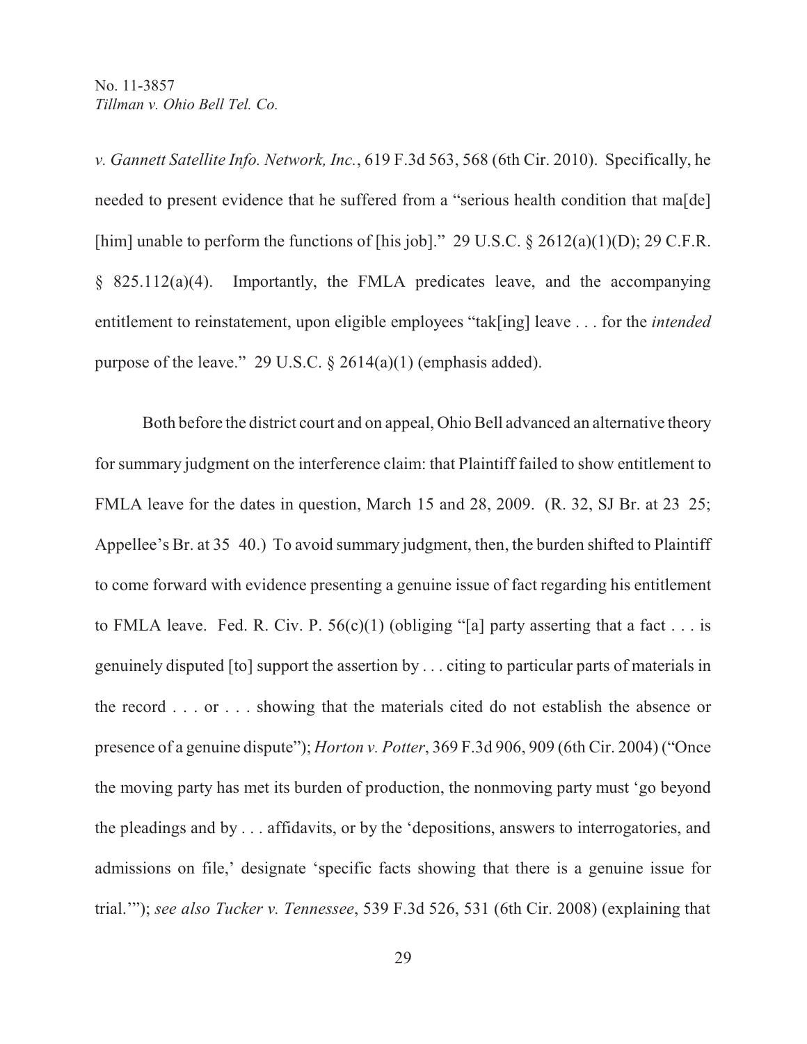*v. Gannett Satellite Info. Network, Inc.*, 619 F.3d 563, 568 (6th Cir. 2010). Specifically, he needed to present evidence that he suffered from a "serious health condition that ma[de] [him] unable to perform the functions of [his job]." 29 U.S.C. § 2612(a)(1)(D); 29 C.F.R. § 825.112(a)(4). Importantly, the FMLA predicates leave, and the accompanying entitlement to reinstatement, upon eligible employees "tak[ing] leave . . . for the *intended* purpose of the leave." 29 U.S.C. § 2614(a)(1) (emphasis added).

Both before the district court and on appeal, Ohio Bell advanced an alternative theory for summary judgment on the interference claim: that Plaintiff failed to show entitlement to FMLA leave for the dates in question, March 15 and 28, 2009. (R. 32, SJ Br. at 23 25; Appellee's Br. at 35 40.) To avoid summary judgment, then, the burden shifted to Plaintiff to come forward with evidence presenting a genuine issue of fact regarding his entitlement to FMLA leave. Fed. R. Civ. P. 56(c)(1) (obliging "[a] party asserting that a fact . . . is genuinely disputed [to] support the assertion by . . . citing to particular parts of materials in the record . . . or . . . showing that the materials cited do not establish the absence or presence of a genuine dispute"); *Horton v. Potter*, 369 F.3d 906, 909 (6th Cir. 2004) ("Once the moving party has met its burden of production, the nonmoving party must 'go beyond the pleadings and by . . . affidavits, or by the 'depositions, answers to interrogatories, and admissions on file,' designate 'specific facts showing that there is a genuine issue for trial.'"); *see also Tucker v. Tennessee*, 539 F.3d 526, 531 (6th Cir. 2008) (explaining that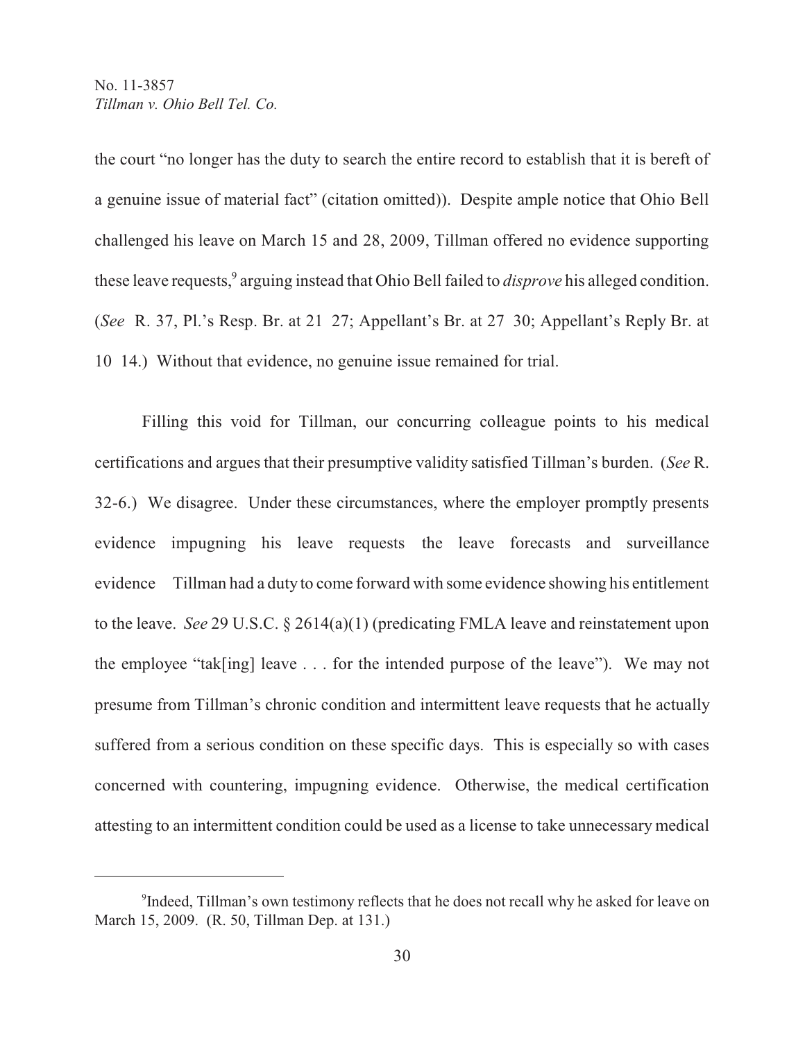the court "no longer has the duty to search the entire record to establish that it is bereft of a genuine issue of material fact" (citation omitted)). Despite ample notice that Ohio Bell challenged his leave on March 15 and 28, 2009, Tillman offered no evidence supporting these leave requests,[9] arguing instead that Ohio Bell failed to *disprove* his alleged condition. (*See* R. 37, Pl.'s Resp. Br. at 21 27; Appellant's Br. at 27 30; Appellant's Reply Br. at 10 14.) Without that evidence, no genuine issue remained for trial.

Filling this void for Tillman, our concurring colleague points to his medical certifications and argues that their presumptive validity satisfied Tillman's burden. (*See* R. 32-6.) We disagree. Under these circumstances, where the employer promptly presents evidence impugning his leave requests the leave forecasts and surveillance evidence Tillman had a duty to come forward with some evidence showing his entitlement to the leave. *See* 29 U.S.C. § 2614(a)(1) (predicating FMLA leave and reinstatement upon the employee "tak[ing] leave . . . for the intended purpose of the leave"). We may not presume from Tillman's chronic condition and intermittent leave requests that he actually suffered from a serious condition on these specific days. This is especially so with cases concerned with countering, impugning evidence. Otherwise, the medical certification attesting to an intermittent condition could be used as a license to take unnecessary medical

---

[9] Indeed, Tillman's own testimony reflects that he does not recall why he asked for leave on March 15, 2009. (R. 50, Tillman Dep. at 131.)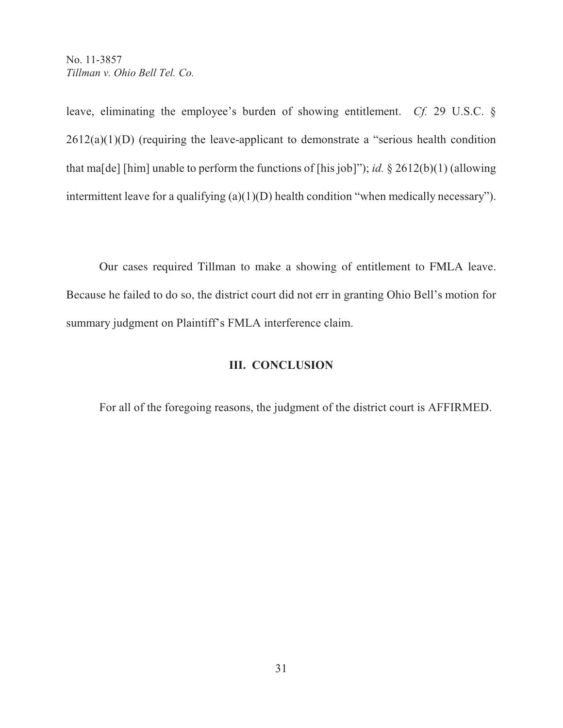leave, eliminating the employee's burden of showing entitlement. *Cf.* 29 U.S.C. § 2612(a)(1)(D) (requiring the leave-applicant to demonstrate a "serious health condition that ma[de] [him] unable to perform the functions of [his job]"); *id.* § 2612(b)(1) (allowing intermittent leave for a qualifying (a)(1)(D) health condition "when medically necessary").

Our cases required Tillman to make a showing of entitlement to FMLA leave. Because he failed to do so, the district court did not err in granting Ohio Bell's motion for summary judgment on Plaintiff's FMLA interference claim.

## III. CONCLUSION

For all of the foregoing reasons, the judgment of the district court is AFFIRMED.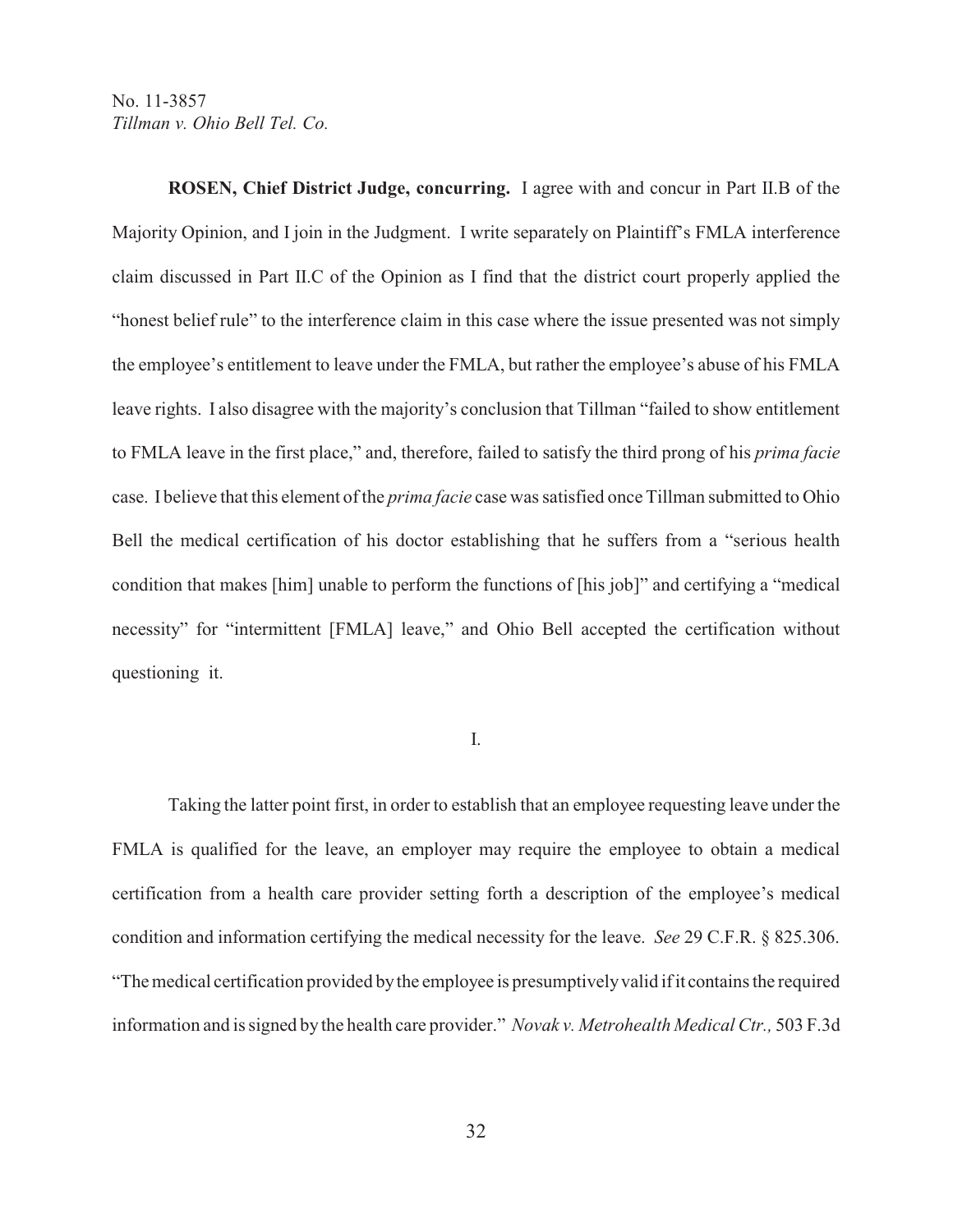**ROSEN, Chief District Judge, concurring.** I agree with and concur in Part II.B of the Majority Opinion, and I join in the Judgment. I write separately on Plaintiff's FMLA interference claim discussed in Part II.C of the Opinion as I find that the district court properly applied the "honest belief rule" to the interference claim in this case where the issue presented was not simply the employee's entitlement to leave under the FMLA, but rather the employee's abuse of his FMLA leave rights. I also disagree with the majority's conclusion that Tillman "failed to show entitlement to FMLA leave in the first place," and, therefore, failed to satisfy the third prong of his *prima facie* case. I believe that this element of the *prima facie* case was satisfied once Tillman submitted to Ohio Bell the medical certification of his doctor establishing that he suffers from a "serious health condition that makes [him] unable to perform the functions of [his job]" and certifying a "medical necessity" for "intermittent [FMLA] leave," and Ohio Bell accepted the certification without questioning it.

I.

Taking the latter point first, in order to establish that an employee requesting leave under the FMLA is qualified for the leave, an employer may require the employee to obtain a medical certification from a health care provider setting forth a description of the employee's medical condition and information certifying the medical necessity for the leave. *See* 29 C.F.R. § 825.306. "The medical certification provided by the employee is presumptively valid if it contains the required information and is signed by the health care provider." *Novak v. Metrohealth Medical Ctr.,* 503 F.3d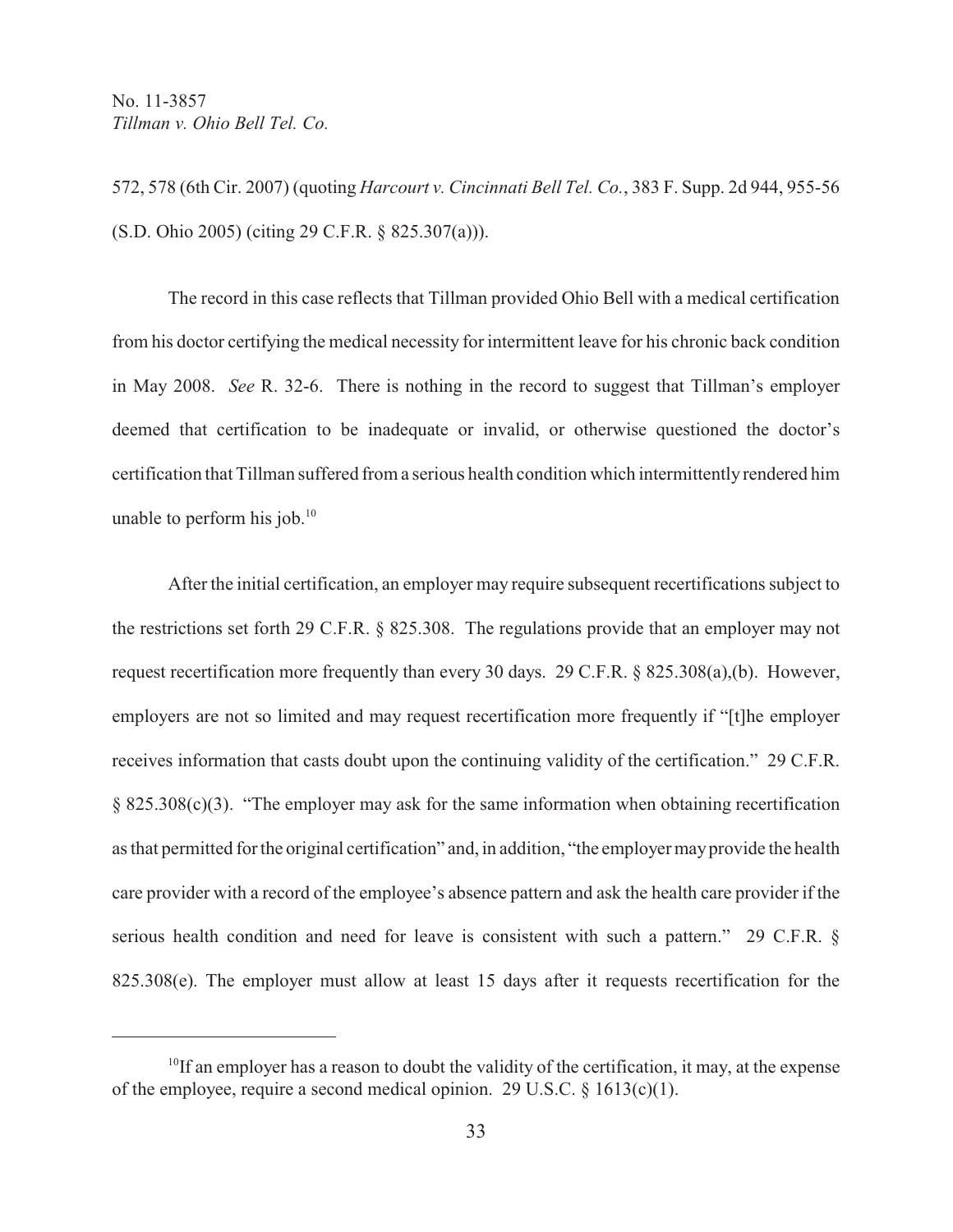572, 578 (6th Cir. 2007) (quoting *Harcourt v. Cincinnati Bell Tel. Co.*, 383 F. Supp. 2d 944, 955-56 (S.D. Ohio 2005) (citing 29 C.F.R. § 825.307(a))).

The record in this case reflects that Tillman provided Ohio Bell with a medical certification from his doctor certifying the medical necessity for intermittent leave for his chronic back condition in May 2008. *See* R. 32-6. There is nothing in the record to suggest that Tillman's employer deemed that certification to be inadequate or invalid, or otherwise questioned the doctor's certification that Tillman suffered from a serious health condition which intermittently rendered him unable to perform his job.[10]

After the initial certification, an employer may require subsequent recertifications subject to the restrictions set forth 29 C.F.R. § 825.308. The regulations provide that an employer may not request recertification more frequently than every 30 days. 29 C.F.R. § 825.308(a),(b). However, employers are not so limited and may request recertification more frequently if "[t]he employer receives information that casts doubt upon the continuing validity of the certification." 29 C.F.R. § 825.308(c)(3). "The employer may ask for the same information when obtaining recertification as that permitted for the original certification" and, in addition, "the employer may provide the health care provider with a record of the employee's absence pattern and ask the health care provider if the serious health condition and need for leave is consistent with such a pattern." 29 C.F.R. § 825.308(e). The employer must allow at least 15 days after it requests recertification for the

---

[10]If an employer has a reason to doubt the validity of the certification, it may, at the expense of the employee, require a second medical opinion. 29 U.S.C. § 1613(c)(1).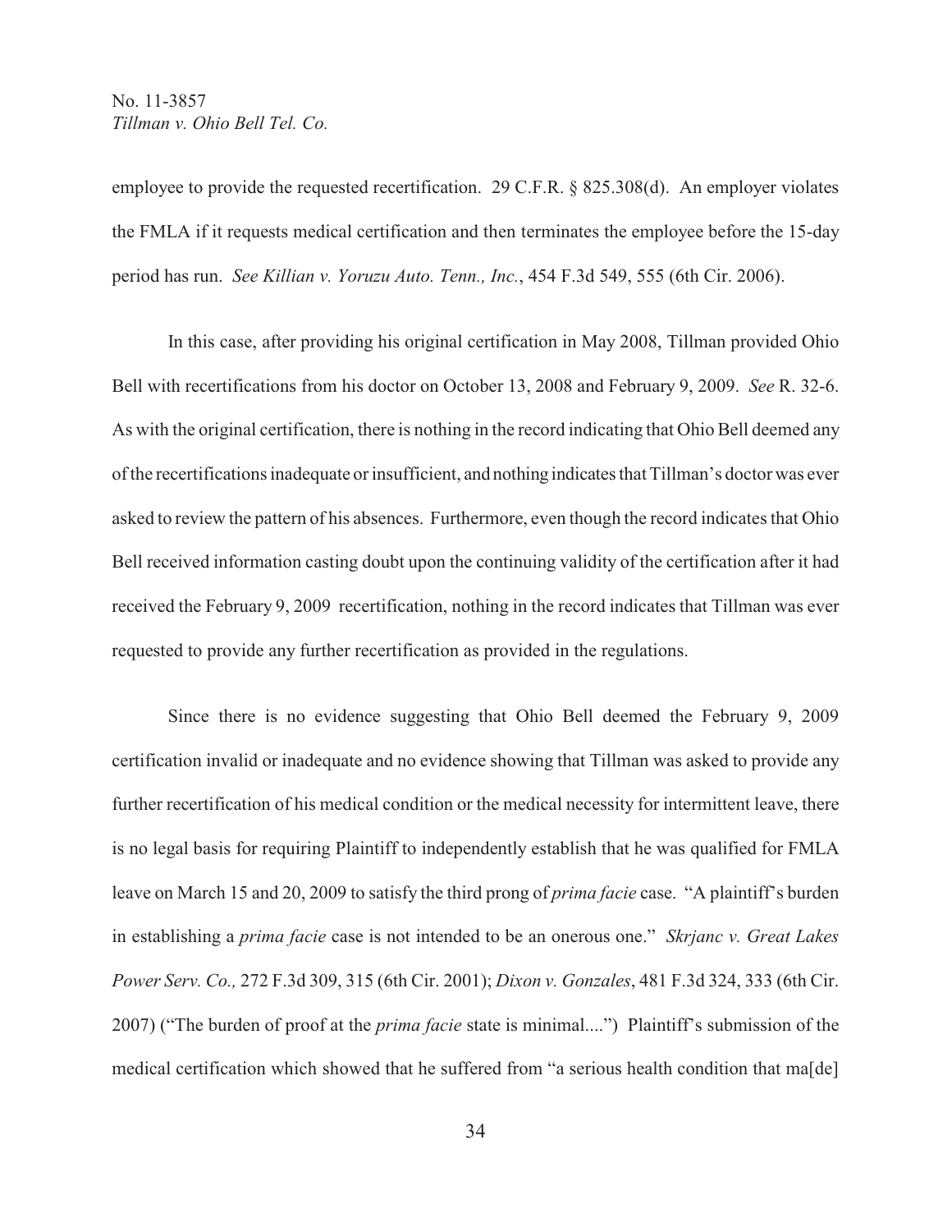employee to provide the requested recertification. 29 C.F.R. § 825.308(d). An employer violates the FMLA if it requests medical certification and then terminates the employee before the 15-day period has run. *See Killian v. Yoruzu Auto. Tenn., Inc.*, 454 F.3d 549, 555 (6th Cir. 2006).

In this case, after providing his original certification in May 2008, Tillman provided Ohio Bell with recertifications from his doctor on October 13, 2008 and February 9, 2009. *See* R. 32-6. As with the original certification, there is nothing in the record indicating that Ohio Bell deemed any of the recertifications inadequate or insufficient, and nothing indicates that Tillman's doctor was ever asked to review the pattern of his absences. Furthermore, even though the record indicates that Ohio Bell received information casting doubt upon the continuing validity of the certification after it had received the February 9, 2009 recertification, nothing in the record indicates that Tillman was ever requested to provide any further recertification as provided in the regulations.

Since there is no evidence suggesting that Ohio Bell deemed the February 9, 2009 certification invalid or inadequate and no evidence showing that Tillman was asked to provide any further recertification of his medical condition or the medical necessity for intermittent leave, there is no legal basis for requiring Plaintiff to independently establish that he was qualified for FMLA leave on March 15 and 20, 2009 to satisfy the third prong of *prima facie* case. "A plaintiff's burden in establishing a *prima facie* case is not intended to be an onerous one." *Skrjanc v. Great Lakes Power Serv. Co.,* 272 F.3d 309, 315 (6th Cir. 2001); *Dixon v. Gonzales*, 481 F.3d 324, 333 (6th Cir. 2007) ("The burden of proof at the *prima facie* state is minimal....") Plaintiff's submission of the medical certification which showed that he suffered from "a serious health condition that ma[de]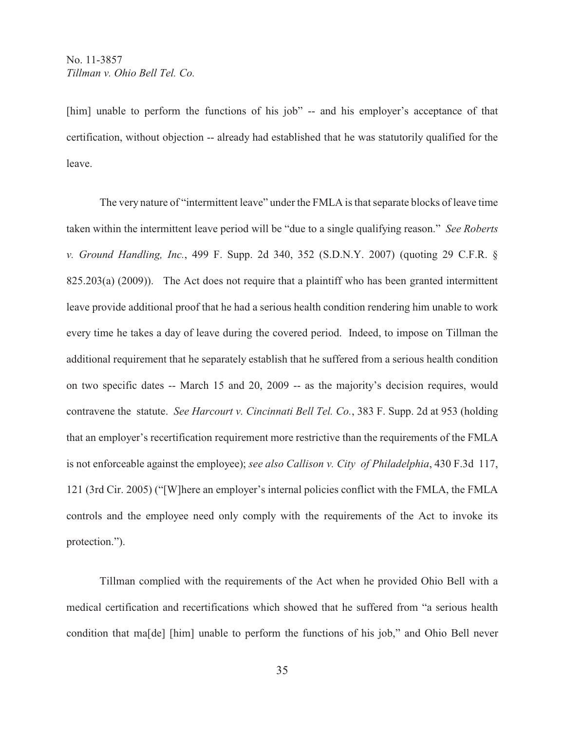[him] unable to perform the functions of his job" -- and his employer's acceptance of that certification, without objection -- already had established that he was statutorily qualified for the leave.

The very nature of "intermittent leave" under the FMLA is that separate blocks of leave time taken within the intermittent leave period will be "due to a single qualifying reason." *See Roberts v. Ground Handling, Inc.*, 499 F. Supp. 2d 340, 352 (S.D.N.Y. 2007) (quoting 29 C.F.R. § 825.203(a) (2009)). The Act does not require that a plaintiff who has been granted intermittent leave provide additional proof that he had a serious health condition rendering him unable to work every time he takes a day of leave during the covered period. Indeed, to impose on Tillman the additional requirement that he separately establish that he suffered from a serious health condition on two specific dates -- March 15 and 20, 2009 -- as the majority's decision requires, would contravene the statute. *See Harcourt v. Cincinnati Bell Tel. Co.*, 383 F. Supp. 2d at 953 (holding that an employer's recertification requirement more restrictive than the requirements of the FMLA is not enforceable against the employee); *see also Callison v. City of Philadelphia*, 430 F.3d 117, 121 (3rd Cir. 2005) ("[W]here an employer's internal policies conflict with the FMLA, the FMLA controls and the employee need only comply with the requirements of the Act to invoke its protection.").

Tillman complied with the requirements of the Act when he provided Ohio Bell with a medical certification and recertifications which showed that he suffered from "a serious health condition that ma[de] [him] unable to perform the functions of his job," and Ohio Bell never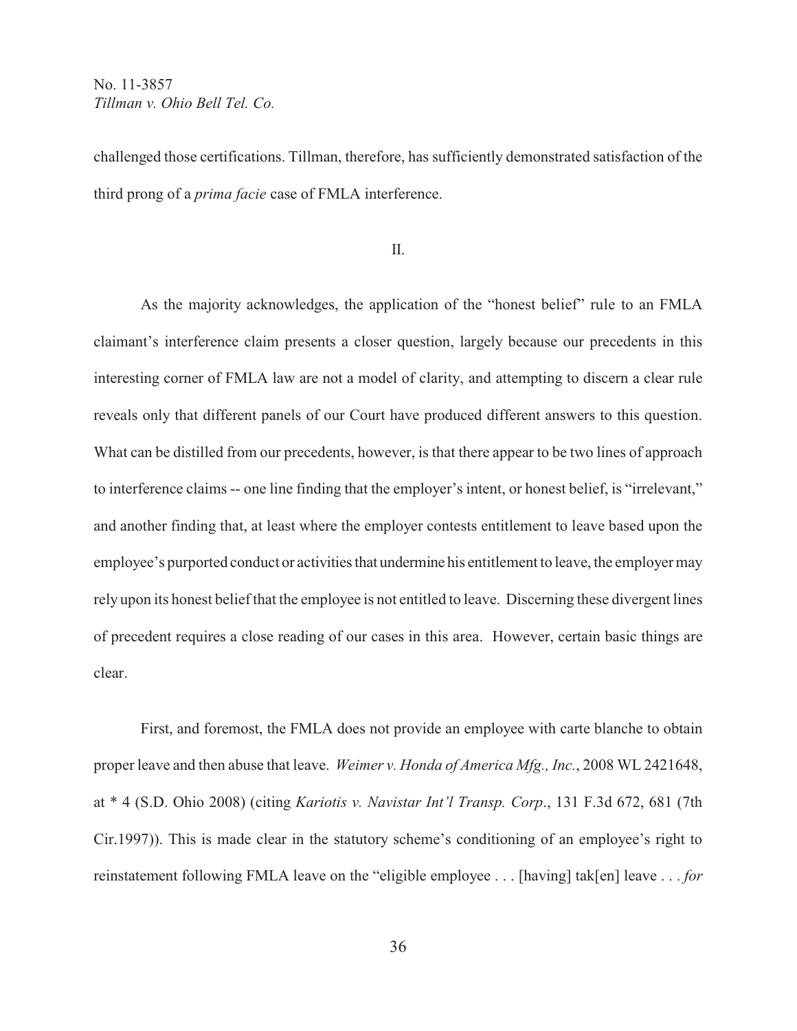challenged those certifications. Tillman, therefore, has sufficiently demonstrated satisfaction of the third prong of a *prima facie* case of FMLA interference.

II.

As the majority acknowledges, the application of the "honest belief" rule to an FMLA claimant's interference claim presents a closer question, largely because our precedents in this interesting corner of FMLA law are not a model of clarity, and attempting to discern a clear rule reveals only that different panels of our Court have produced different answers to this question. What can be distilled from our precedents, however, is that there appear to be two lines of approach to interference claims -- one line finding that the employer's intent, or honest belief, is "irrelevant," and another finding that, at least where the employer contests entitlement to leave based upon the employee's purported conduct or activities that undermine his entitlement to leave, the employer may rely upon its honest belief that the employee is not entitled to leave. Discerning these divergent lines of precedent requires a close reading of our cases in this area. However, certain basic things are clear.

First, and foremost, the FMLA does not provide an employee with carte blanche to obtain proper leave and then abuse that leave. *Weimer v. Honda of America Mfg., Inc.*, 2008 WL 2421648, at * 4 (S.D. Ohio 2008) (citing *Kariotis v. Navistar Int'l Transp. Corp*., 131 F.3d 672, 681 (7th Cir.1997)). This is made clear in the statutory scheme's conditioning of an employee's right to reinstatement following FMLA leave on the "eligible employee . . . [having] tak[en] leave . . . *for*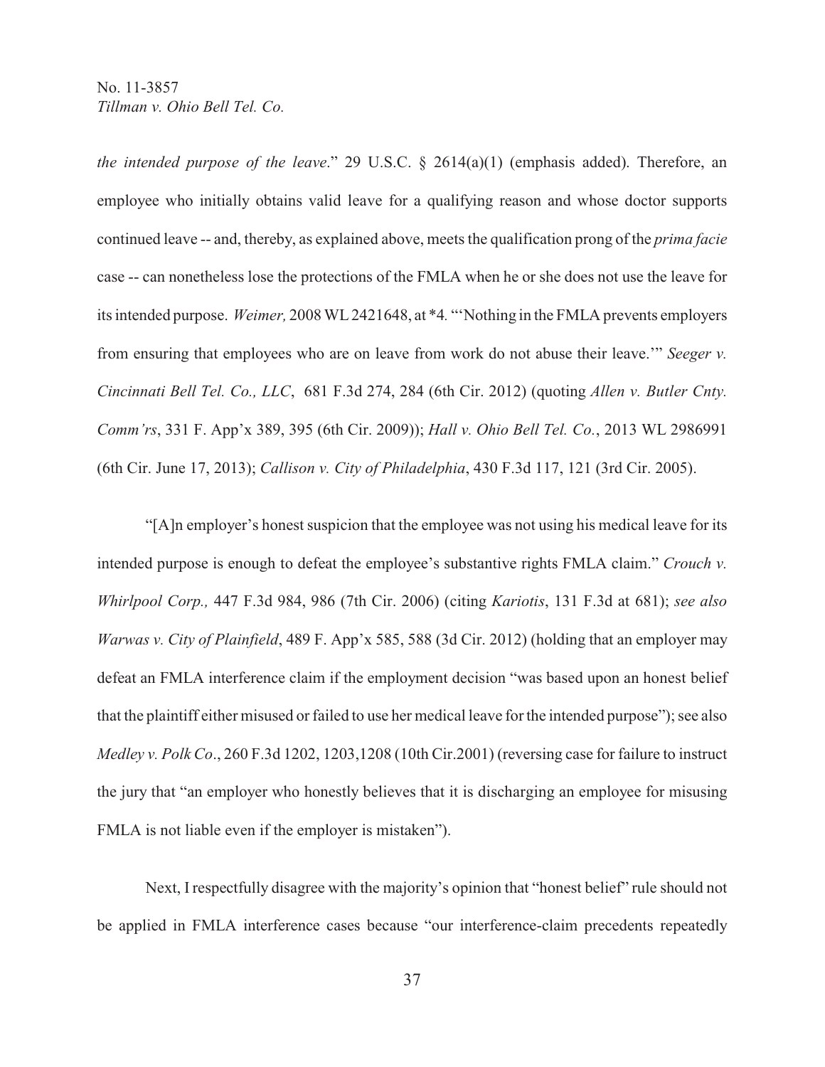*the intended purpose of the leave*." 29 U.S.C. § 2614(a)(1) (emphasis added). Therefore, an employee who initially obtains valid leave for a qualifying reason and whose doctor supports continued leave -- and, thereby, as explained above, meets the qualification prong of the *prima facie* case -- can nonetheless lose the protections of the FMLA when he or she does not use the leave for its intended purpose. *Weimer,* 2008 WL 2421648, at *4*.* "'Nothing in the FMLA prevents employers from ensuring that employees who are on leave from work do not abuse their leave.'" *Seeger v. Cincinnati Bell Tel. Co., LLC*, 681 F.3d 274, 284 (6th Cir. 2012) (quoting *Allen v. Butler Cnty. Comm'rs*, 331 F. App'x 389, 395 (6th Cir. 2009)); *Hall v. Ohio Bell Tel. Co.*, 2013 WL 2986991 (6th Cir. June 17, 2013); *Callison v. City of Philadelphia*, 430 F.3d 117, 121 (3rd Cir. 2005).

"[A]n employer's honest suspicion that the employee was not using his medical leave for its intended purpose is enough to defeat the employee's substantive rights FMLA claim." *Crouch v. Whirlpool Corp.,* 447 F.3d 984, 986 (7th Cir. 2006) (citing *Kariotis*, 131 F.3d at 681); *see also Warwas v. City of Plainfield*, 489 F. App'x 585, 588 (3d Cir. 2012) (holding that an employer may defeat an FMLA interference claim if the employment decision "was based upon an honest belief that the plaintiff either misused or failed to use her medical leave for the intended purpose"); see also *Medley v. Polk Co*., 260 F.3d 1202, 1203,1208 (10th Cir.2001) (reversing case for failure to instruct the jury that "an employer who honestly believes that it is discharging an employee for misusing FMLA is not liable even if the employer is mistaken").

Next, I respectfully disagree with the majority's opinion that "honest belief" rule should not be applied in FMLA interference cases because "our interference-claim precedents repeatedly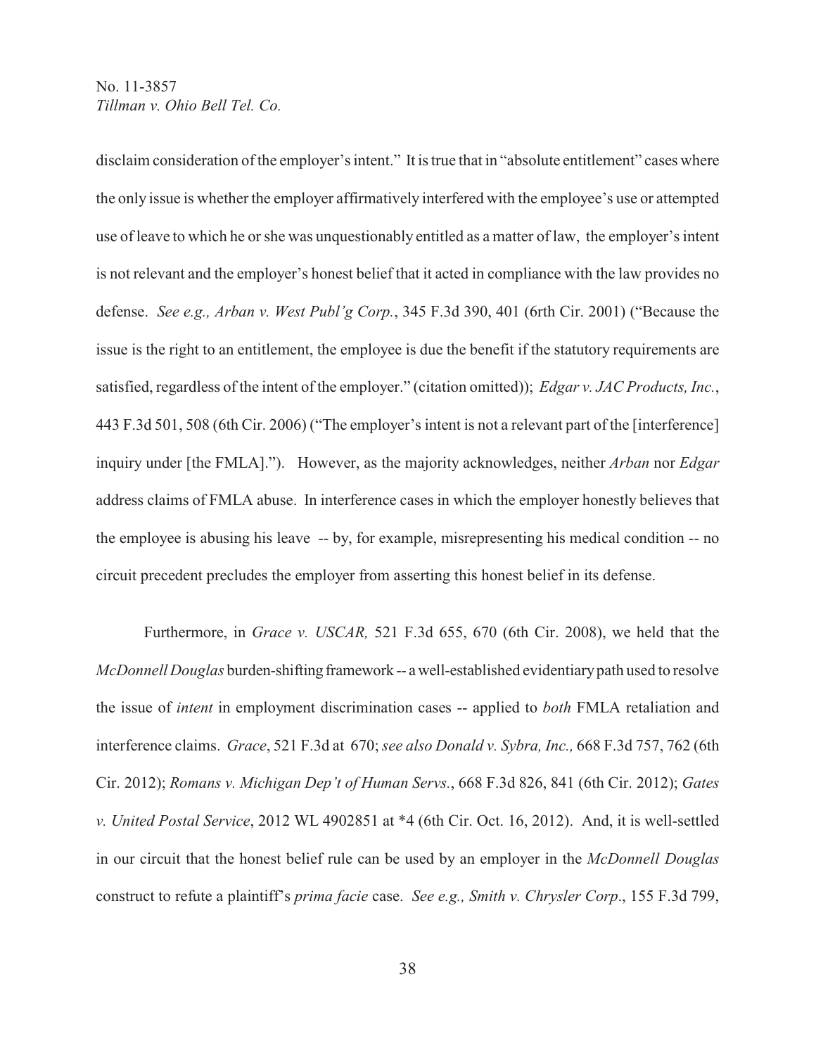disclaim consideration of the employer's intent." It is true that in "absolute entitlement" cases where the only issue is whether the employer affirmatively interfered with the employee's use or attempted use of leave to which he or she was unquestionably entitled as a matter of law, the employer's intent is not relevant and the employer's honest belief that it acted in compliance with the law provides no defense. *See e.g., Arban v. West Publ'g Corp.*, 345 F.3d 390, 401 (6rth Cir. 2001) ("Because the issue is the right to an entitlement, the employee is due the benefit if the statutory requirements are satisfied, regardless of the intent of the employer." (citation omitted)); *Edgar v. JAC Products, Inc.*, 443 F.3d 501, 508 (6th Cir. 2006) ("The employer's intent is not a relevant part of the [interference] inquiry under [the FMLA]."). However, as the majority acknowledges, neither *Arban* nor *Edgar* address claims of FMLA abuse. In interference cases in which the employer honestly believes that the employee is abusing his leave -- by, for example, misrepresenting his medical condition -- no circuit precedent precludes the employer from asserting this honest belief in its defense.

Furthermore, in *Grace v. USCAR,* 521 F.3d 655, 670 (6th Cir. 2008), we held that the *McDonnell Douglas* burden-shifting framework -- a well-established evidentiary path used to resolve the issue of *intent* in employment discrimination cases -- applied to *both* FMLA retaliation and interference claims. *Grace*, 521 F.3d at 670; *see also Donald v. Sybra, Inc.,* 668 F.3d 757, 762 (6th Cir. 2012); *Romans v. Michigan Dep't of Human Servs.*, 668 F.3d 826, 841 (6th Cir. 2012); *Gates v. United Postal Service*, 2012 WL 4902851 at *4 (6th Cir. Oct. 16, 2012). And, it is well-settled in our circuit that the honest belief rule can be used by an employer in the *McDonnell Douglas* construct to refute a plaintiff's *prima facie* case. *See e.g., Smith v. Chrysler Corp*., 155 F.3d 799,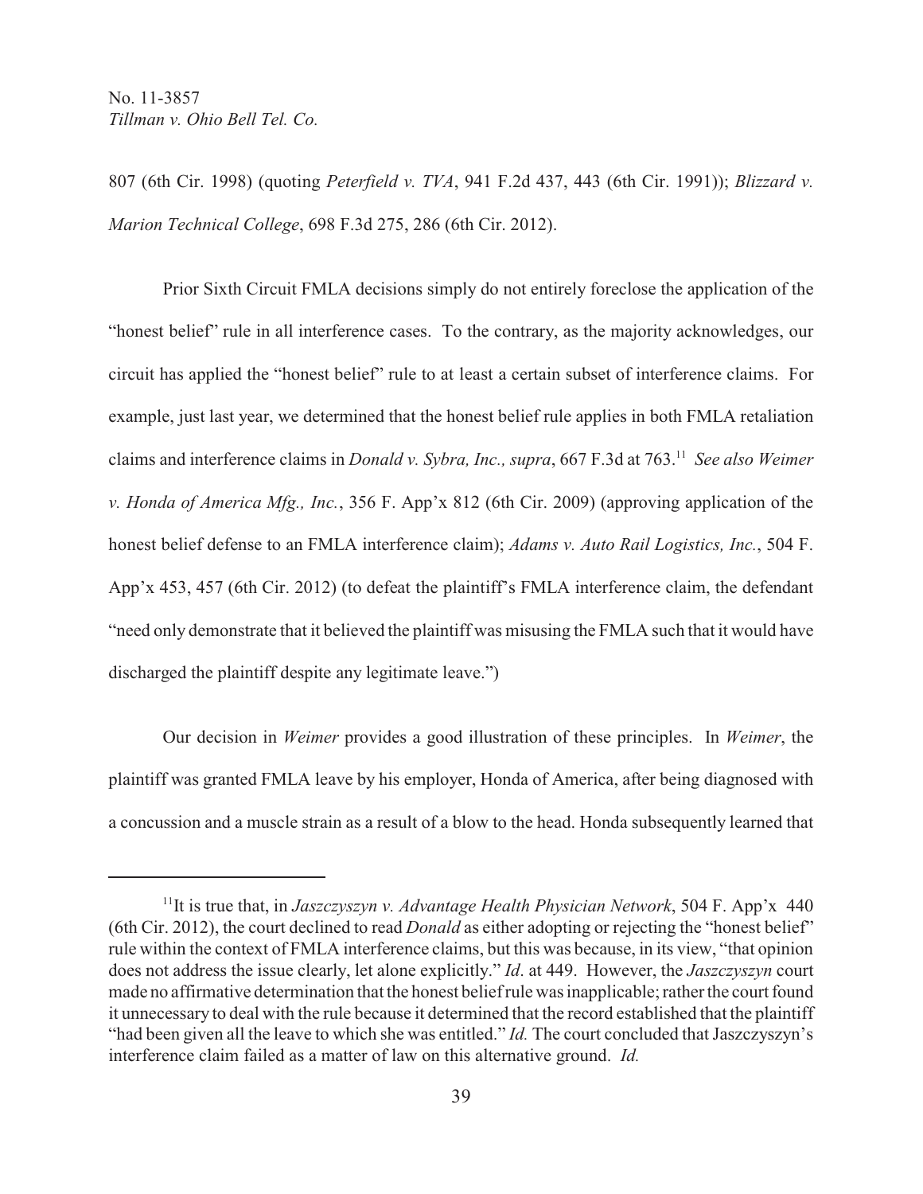807 (6th Cir. 1998) (quoting *Peterfield v. TVA*, 941 F.2d 437, 443 (6th Cir. 1991)); *Blizzard v. Marion Technical College*, 698 F.3d 275, 286 (6th Cir. 2012).

Prior Sixth Circuit FMLA decisions simply do not entirely foreclose the application of the "honest belief" rule in all interference cases. To the contrary, as the majority acknowledges, our circuit has applied the "honest belief" rule to at least a certain subset of interference claims. For example, just last year, we determined that the honest belief rule applies in both FMLA retaliation claims and interference claims in *Donald v. Sybra, Inc., supra*, 667 F.3d at 763.[11] *See also Weimer v. Honda of America Mfg., Inc.*, 356 F. App'x 812 (6th Cir. 2009) (approving application of the honest belief defense to an FMLA interference claim); *Adams v. Auto Rail Logistics, Inc.*, 504 F. App'x 453, 457 (6th Cir. 2012) (to defeat the plaintiff's FMLA interference claim, the defendant "need only demonstrate that it believed the plaintiff was misusing the FMLA such that it would have discharged the plaintiff despite any legitimate leave.")

Our decision in *Weimer* provides a good illustration of these principles. In *Weimer*, the plaintiff was granted FMLA leave by his employer, Honda of America, after being diagnosed with a concussion and a muscle strain as a result of a blow to the head. Honda subsequently learned that

---

[11] It is true that, in *Jaszczyszyn v. Advantage Health Physician Network*, 504 F. App'x 440 (6th Cir. 2012), the court declined to read *Donald* as either adopting or rejecting the "honest belief" rule within the context of FMLA interference claims, but this was because, in its view, "that opinion does not address the issue clearly, let alone explicitly." *Id*. at 449. However, the *Jaszczyszyn* court made no affirmative determination that the honest belief rule was inapplicable; rather the court found it unnecessary to deal with the rule because it determined that the record established that the plaintiff "had been given all the leave to which she was entitled." *Id.* The court concluded that Jaszczyszyn's interference claim failed as a matter of law on this alternative ground. *Id.*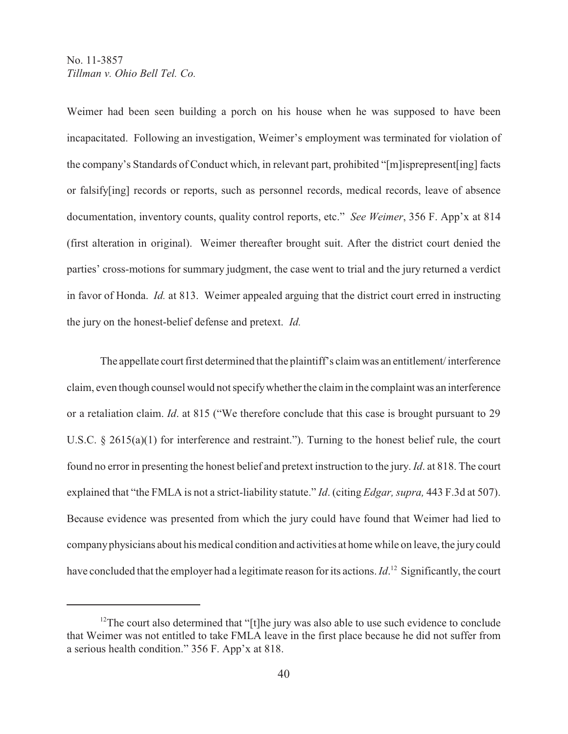Weimer had been seen building a porch on his house when he was supposed to have been incapacitated. Following an investigation, Weimer's employment was terminated for violation of the company's Standards of Conduct which, in relevant part, prohibited "[m]isprepresent[ing] facts or falsify[ing] records or reports, such as personnel records, medical records, leave of absence documentation, inventory counts, quality control reports, etc." *See Weimer*, 356 F. App'x at 814 (first alteration in original). Weimer thereafter brought suit. After the district court denied the parties' cross-motions for summary judgment, the case went to trial and the jury returned a verdict in favor of Honda. *Id.* at 813. Weimer appealed arguing that the district court erred in instructing the jury on the honest-belief defense and pretext. *Id.*

The appellate court first determined that the plaintiff's claim was an entitlement/ interference claim, even though counsel would not specify whether the claim in the complaint was an interference or a retaliation claim. *Id*. at 815 ("We therefore conclude that this case is brought pursuant to 29 U.S.C. § 2615(a)(1) for interference and restraint."). Turning to the honest belief rule, the court found no error in presenting the honest belief and pretext instruction to the jury. *Id*. at 818. The court explained that "the FMLA is not a strict-liability statute." *Id*. (citing *Edgar, supra,* 443 F.3d at 507). Because evidence was presented from which the jury could have found that Weimer had lied to company physicians about his medical condition and activities at home while on leave, the jury could have concluded that the employer had a legitimate reason for its actions. *Id.*[12] Significantly, the court

[12] The court also determined that "[t]he jury was also able to use such evidence to conclude that Weimer was not entitled to take FMLA leave in the first place because he did not suffer from a serious health condition." 356 F. App'x at 818.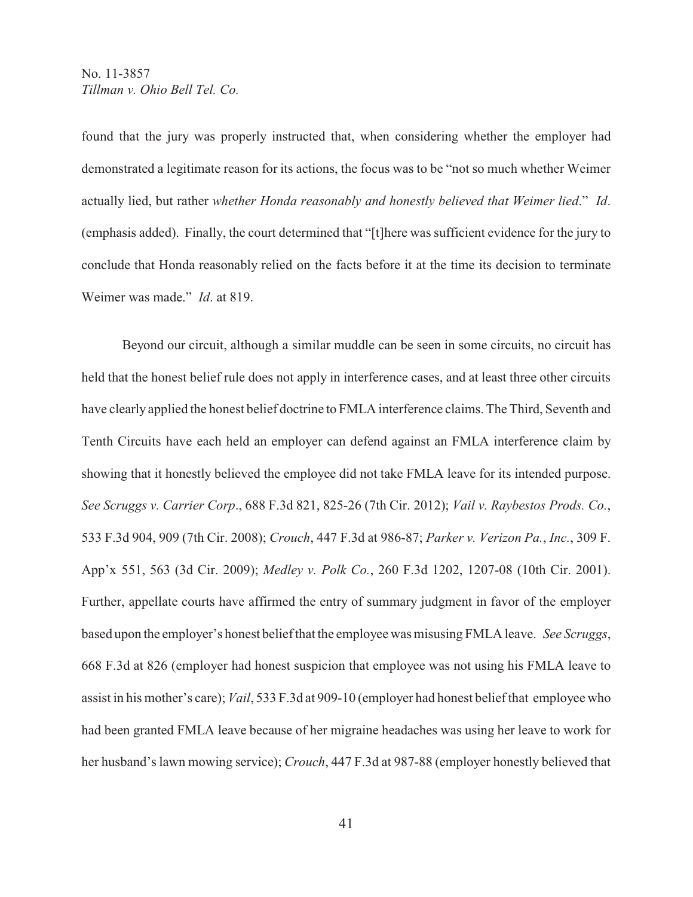found that the jury was properly instructed that, when considering whether the employer had demonstrated a legitimate reason for its actions, the focus was to be "not so much whether Weimer actually lied, but rather *whether Honda reasonably and honestly believed that Weimer lied*." *Id*. (emphasis added). Finally, the court determined that "[t]here was sufficient evidence for the jury to conclude that Honda reasonably relied on the facts before it at the time its decision to terminate Weimer was made." *Id*. at 819.

Beyond our circuit, although a similar muddle can be seen in some circuits, no circuit has held that the honest belief rule does not apply in interference cases, and at least three other circuits have clearly applied the honest belief doctrine to FMLA interference claims. The Third, Seventh and Tenth Circuits have each held an employer can defend against an FMLA interference claim by showing that it honestly believed the employee did not take FMLA leave for its intended purpose. *See Scruggs v. Carrier Corp*., 688 F.3d 821, 825-26 (7th Cir. 2012); *Vail v. Raybestos Prods. Co.*, 533 F.3d 904, 909 (7th Cir. 2008); *Crouch*, 447 F.3d at 986-87; *Parker v. Verizon Pa.*, *Inc.*, 309 F. App'x 551, 563 (3d Cir. 2009); *Medley v. Polk Co.*, 260 F.3d 1202, 1207-08 (10th Cir. 2001). Further, appellate courts have affirmed the entry of summary judgment in favor of the employer based upon the employer's honest belief that the employee was misusing FMLA leave. *See Scruggs*, 668 F.3d at 826 (employer had honest suspicion that employee was not using his FMLA leave to assist in his mother's care); *Vail*, 533 F.3d at 909-10 (employer had honest belief that employee who had been granted FMLA leave because of her migraine headaches was using her leave to work for her husband's lawn mowing service); *Crouch*, 447 F.3d at 987-88 (employer honestly believed that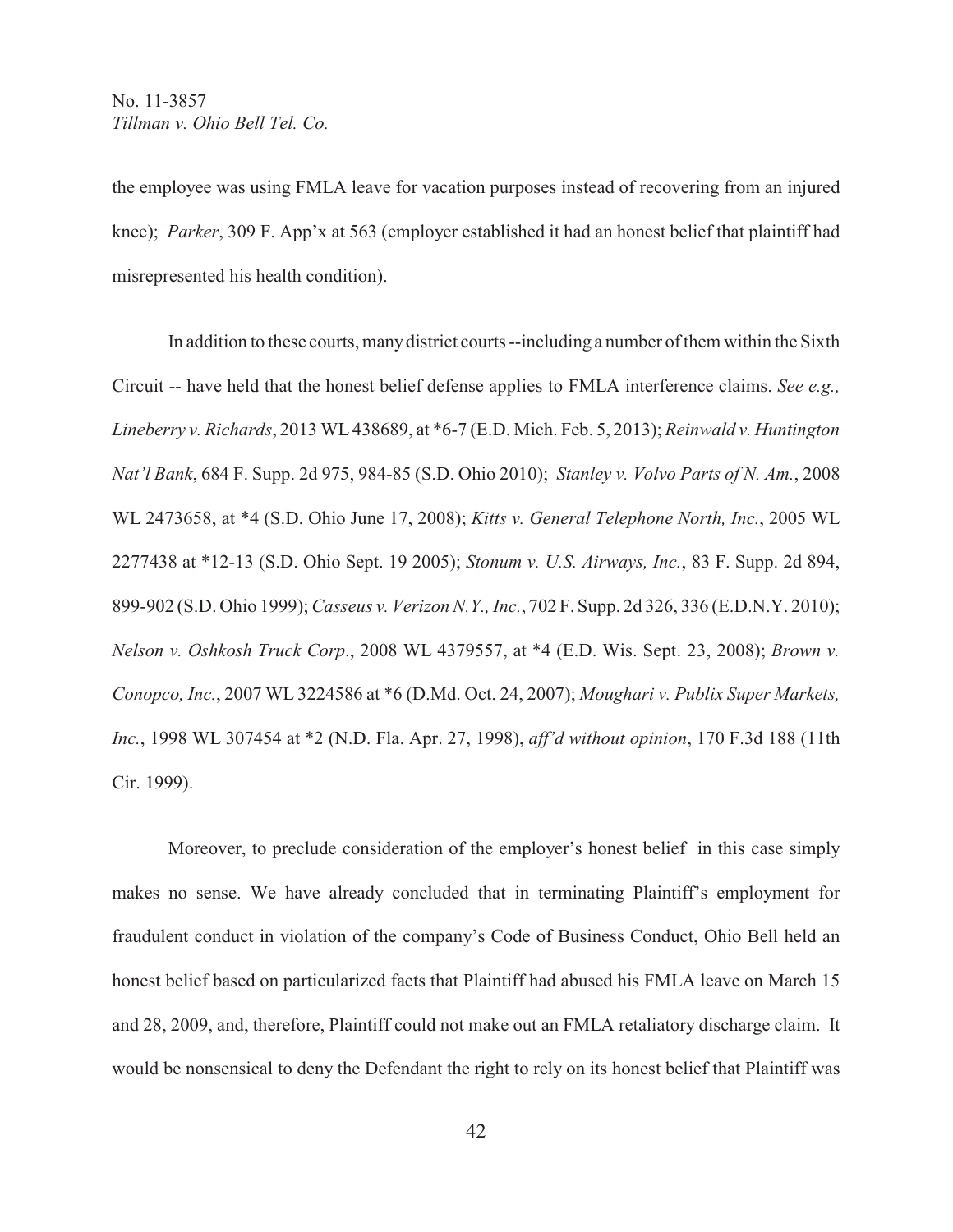the employee was using FMLA leave for vacation purposes instead of recovering from an injured knee); *Parker*, 309 F. App'x at 563 (employer established it had an honest belief that plaintiff had misrepresented his health condition).

In addition to these courts, many district courts --including a number of them within the Sixth Circuit -- have held that the honest belief defense applies to FMLA interference claims. *See e.g., Lineberry v. Richards*, 2013 WL 438689, at *6-7 (E.D. Mich. Feb. 5, 2013); *Reinwald v. Huntington Nat'l Bank*, 684 F. Supp. 2d 975, 984-85 (S.D. Ohio 2010); *Stanley v. Volvo Parts of N. Am.*, 2008 WL 2473658, at *4 (S.D. Ohio June 17, 2008); *Kitts v. General Telephone North, Inc.*, 2005 WL 2277438 at *12-13 (S.D. Ohio Sept. 19 2005); *Stonum v. U.S. Airways, Inc.*, 83 F. Supp. 2d 894, 899-902 (S.D. Ohio 1999); *Casseus v. Verizon N.Y., Inc.*, 702 F. Supp. 2d 326, 336 (E.D.N.Y. 2010); *Nelson v. Oshkosh Truck Corp.*, 2008 WL 4379557, at *4 (E.D. Wis. Sept. 23, 2008); *Brown v. Conopco, Inc.*, 2007 WL 3224586 at *6 (D.Md. Oct. 24, 2007); *Moughari v. Publix Super Markets, Inc.*, 1998 WL 307454 at *2 (N.D. Fla. Apr. 27, 1998), *aff'd without opinion*, 170 F.3d 188 (11th Cir. 1999).

Moreover, to preclude consideration of the employer's honest belief in this case simply makes no sense. We have already concluded that in terminating Plaintiff's employment for fraudulent conduct in violation of the company's Code of Business Conduct, Ohio Bell held an honest belief based on particularized facts that Plaintiff had abused his FMLA leave on March 15 and 28, 2009, and, therefore, Plaintiff could not make out an FMLA retaliatory discharge claim. It would be nonsensical to deny the Defendant the right to rely on its honest belief that Plaintiff was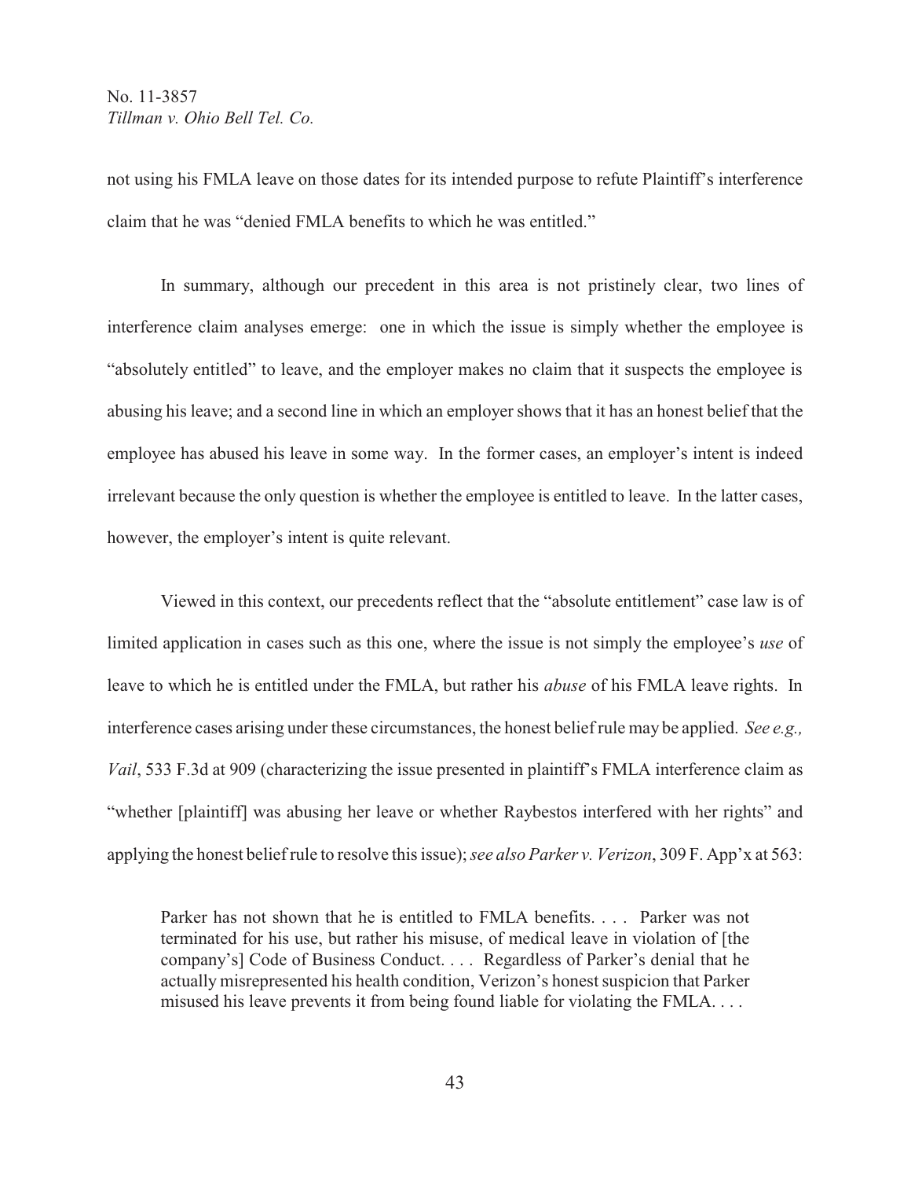not using his FMLA leave on those dates for its intended purpose to refute Plaintiff's interference claim that he was "denied FMLA benefits to which he was entitled."

In summary, although our precedent in this area is not pristinely clear, two lines of interference claim analyses emerge: one in which the issue is simply whether the employee is "absolutely entitled" to leave, and the employer makes no claim that it suspects the employee is abusing his leave; and a second line in which an employer shows that it has an honest belief that the employee has abused his leave in some way. In the former cases, an employer's intent is indeed irrelevant because the only question is whether the employee is entitled to leave. In the latter cases, however, the employer's intent is quite relevant.

Viewed in this context, our precedents reflect that the "absolute entitlement" case law is of limited application in cases such as this one, where the issue is not simply the employee's *use* of leave to which he is entitled under the FMLA, but rather his *abuse* of his FMLA leave rights. In interference cases arising under these circumstances, the honest belief rule may be applied. *See e.g., Vail*, 533 F.3d at 909 (characterizing the issue presented in plaintiff's FMLA interference claim as "whether [plaintiff] was abusing her leave or whether Raybestos interfered with her rights" and applying the honest belief rule to resolve this issue); *see also Parker v. Verizon*, 309 F. App'x at 563:

> Parker has not shown that he is entitled to FMLA benefits. . . . Parker was not terminated for his use, but rather his misuse, of medical leave in violation of [the company's] Code of Business Conduct. . . . Regardless of Parker's denial that he actually misrepresented his health condition, Verizon's honest suspicion that Parker misused his leave prevents it from being found liable for violating the FMLA. . . .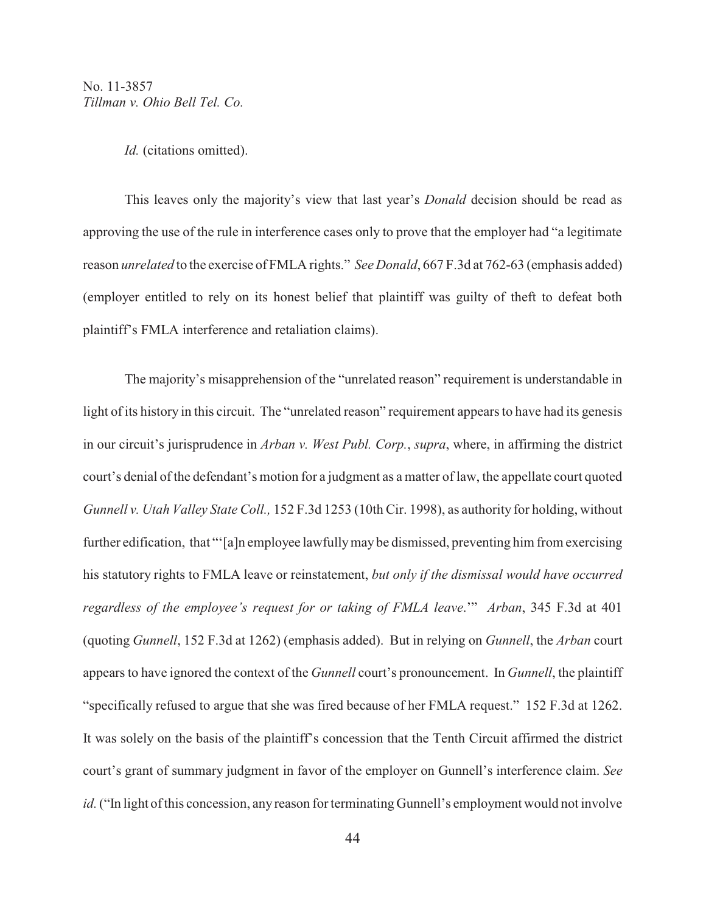*Id.* (citations omitted).

This leaves only the majority's view that last year's *Donald* decision should be read as approving the use of the rule in interference cases only to prove that the employer had "a legitimate reason *unrelated* to the exercise of FMLA rights." *See Donald*, 667 F.3d at 762-63 (emphasis added) (employer entitled to rely on its honest belief that plaintiff was guilty of theft to defeat both plaintiff's FMLA interference and retaliation claims).

The majority's misapprehension of the "unrelated reason" requirement is understandable in light of its history in this circuit. The "unrelated reason" requirement appears to have had its genesis in our circuit's jurisprudence in *Arban v. West Publ. Corp.*, *supra*, where, in affirming the district court's denial of the defendant's motion for a judgment as a matter of law, the appellate court quoted *Gunnell v. Utah Valley State Coll.,* 152 F.3d 1253 (10th Cir. 1998), as authority for holding, without further edification, that "'[a]n employee lawfully may be dismissed, preventing him from exercising his statutory rights to FMLA leave or reinstatement, *but only if the dismissal would have occurred regardless of the employee's request for or taking of FMLA leave*.'" *Arban*, 345 F.3d at 401 (quoting *Gunnell*, 152 F.3d at 1262) (emphasis added). But in relying on *Gunnell*, the *Arban* court appears to have ignored the context of the *Gunnell* court's pronouncement. In *Gunnell*, the plaintiff "specifically refused to argue that she was fired because of her FMLA request." 152 F.3d at 1262. It was solely on the basis of the plaintiff's concession that the Tenth Circuit affirmed the district court's grant of summary judgment in favor of the employer on Gunnell's interference claim. *See id.* ("In light of this concession, any reason for terminating Gunnell's employment would not involve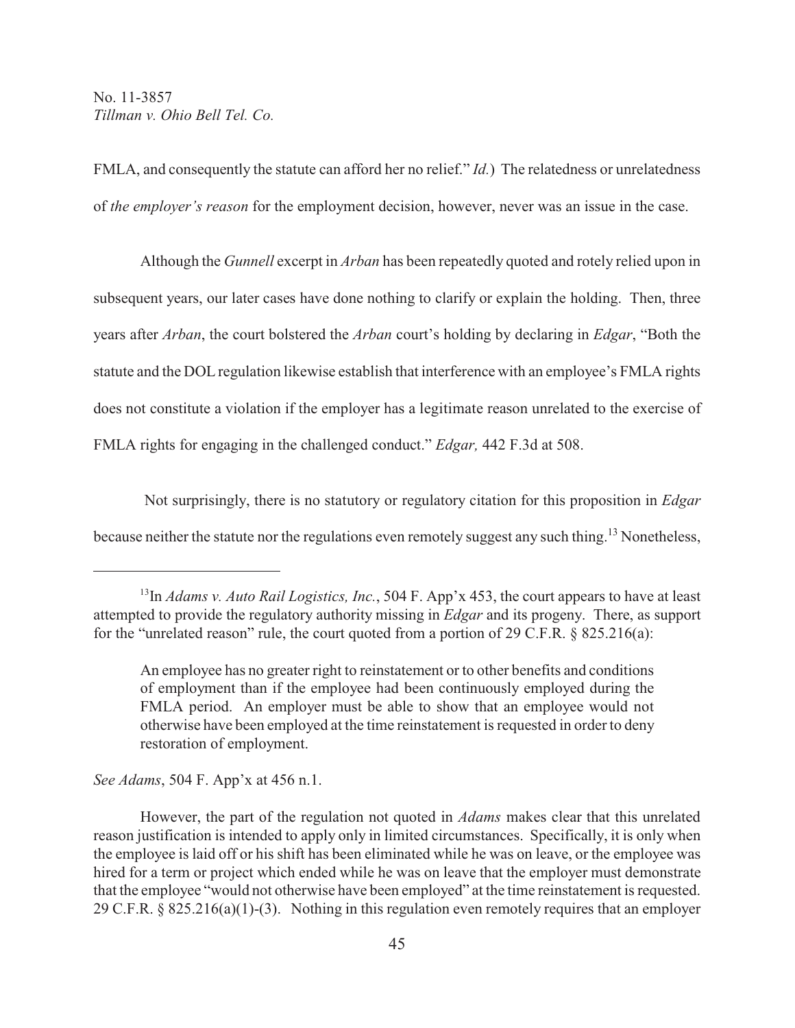FMLA, and consequently the statute can afford her no relief." *Id.*) The relatedness or unrelatedness of *the employer's reason* for the employment decision, however, never was an issue in the case.

Although the *Gunnell* excerpt in *Arban* has been repeatedly quoted and rotely relied upon in subsequent years, our later cases have done nothing to clarify or explain the holding. Then, three years after *Arban*, the court bolstered the *Arban* court's holding by declaring in *Edgar*, "Both the statute and the DOL regulation likewise establish that interference with an employee's FMLA rights does not constitute a violation if the employer has a legitimate reason unrelated to the exercise of FMLA rights for engaging in the challenged conduct." *Edgar,* 442 F.3d at 508.

Not surprisingly, there is no statutory or regulatory citation for this proposition in *Edgar* because neither the statute nor the regulations even remotely suggest any such thing.[13] Nonetheless,

---

[13]In *Adams v. Auto Rail Logistics, Inc.*, 504 F. App'x 453, the court appears to have at least attempted to provide the regulatory authority missing in *Edgar* and its progeny. There, as support for the "unrelated reason" rule, the court quoted from a portion of 29 C.F.R. § 825.216(a):

> An employee has no greater right to reinstatement or to other benefits and conditions of employment than if the employee had been continuously employed during the FMLA period. An employer must be able to show that an employee would not otherwise have been employed at the time reinstatement is requested in order to deny restoration of employment.

*See Adams*, 504 F. App'x at 456 n.1.

However, the part of the regulation not quoted in *Adams* makes clear that this unrelated reason justification is intended to apply only in limited circumstances. Specifically, it is only when the employee is laid off or his shift has been eliminated while he was on leave, or the employee was hired for a term or project which ended while he was on leave that the employer must demonstrate that the employee "would not otherwise have been employed" at the time reinstatement is requested. 29 C.F.R. § 825.216(a)(1)-(3). Nothing in this regulation even remotely requires that an employer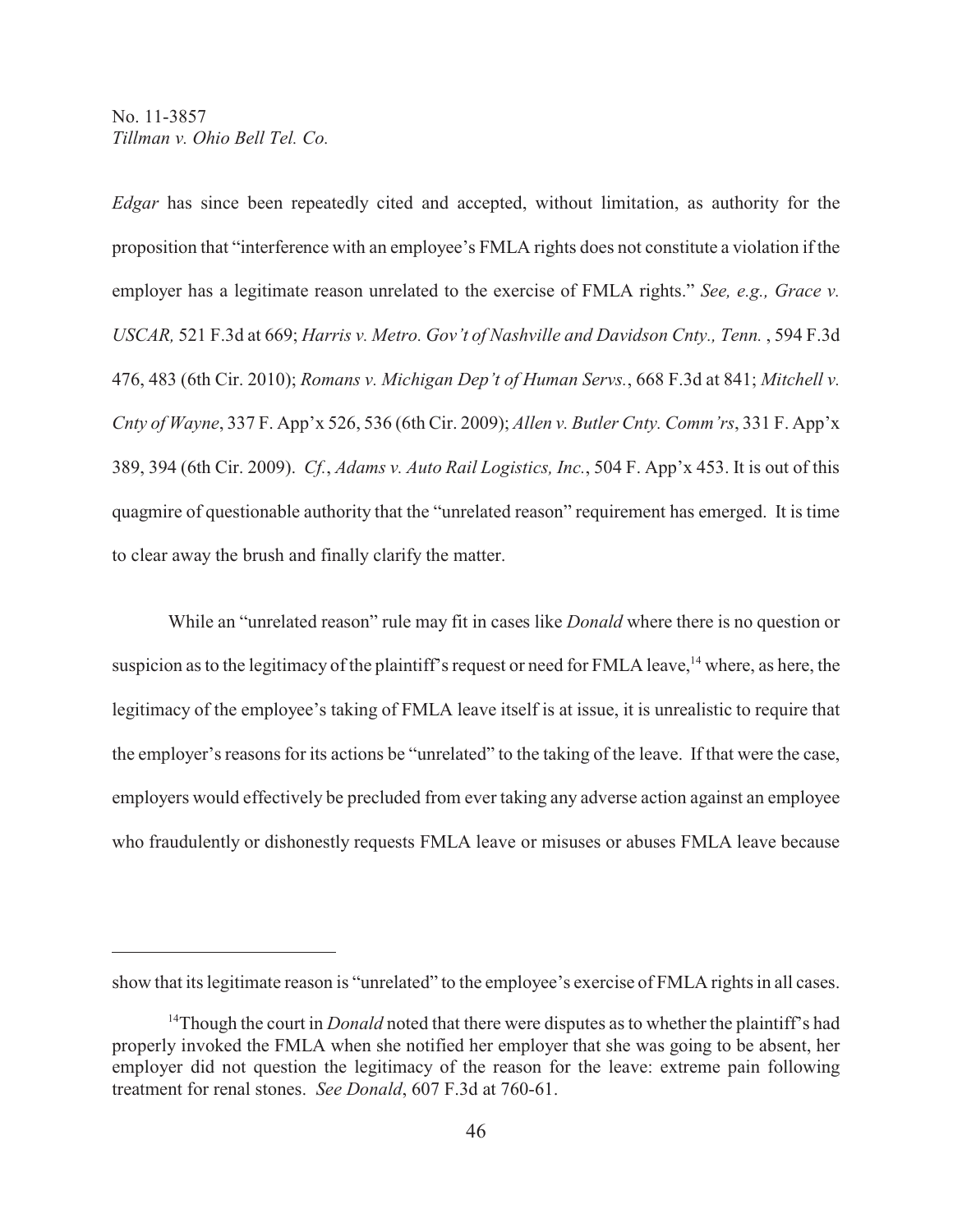*Edgar* has since been repeatedly cited and accepted, without limitation, as authority for the proposition that "interference with an employee's FMLA rights does not constitute a violation if the employer has a legitimate reason unrelated to the exercise of FMLA rights." *See, e.g., Grace v. USCAR,* 521 F.3d at 669; *Harris v. Metro. Gov't of Nashville and Davidson Cnty., Tenn.* , 594 F.3d 476, 483 (6th Cir. 2010); *Romans v. Michigan Dep't of Human Servs.*, 668 F.3d at 841; *Mitchell v. Cnty of Wayne*, 337 F. App'x 526, 536 (6th Cir. 2009); *Allen v. Butler Cnty. Comm'rs*, 331 F. App'x 389, 394 (6th Cir. 2009). *Cf.*, *Adams v. Auto Rail Logistics, Inc.*, 504 F. App'x 453. It is out of this quagmire of questionable authority that the "unrelated reason" requirement has emerged. It is time to clear away the brush and finally clarify the matter.

While an "unrelated reason" rule may fit in cases like *Donald* where there is no question or suspicion as to the legitimacy of the plaintiff's request or need for FMLA leave,[14] where, as here, the legitimacy of the employee's taking of FMLA leave itself is at issue, it is unrealistic to require that the employer's reasons for its actions be "unrelated" to the taking of the leave. If that were the case, employers would effectively be precluded from ever taking any adverse action against an employee who fraudulently or dishonestly requests FMLA leave or misuses or abuses FMLA leave because

---

show that its legitimate reason is "unrelated" to the employee's exercise of FMLA rights in all cases.

[14] Though the court in *Donald* noted that there were disputes as to whether the plaintiff's had properly invoked the FMLA when she notified her employer that she was going to be absent, her employer did not question the legitimacy of the reason for the leave: extreme pain following treatment for renal stones. *See Donald*, 607 F.3d at 760-61.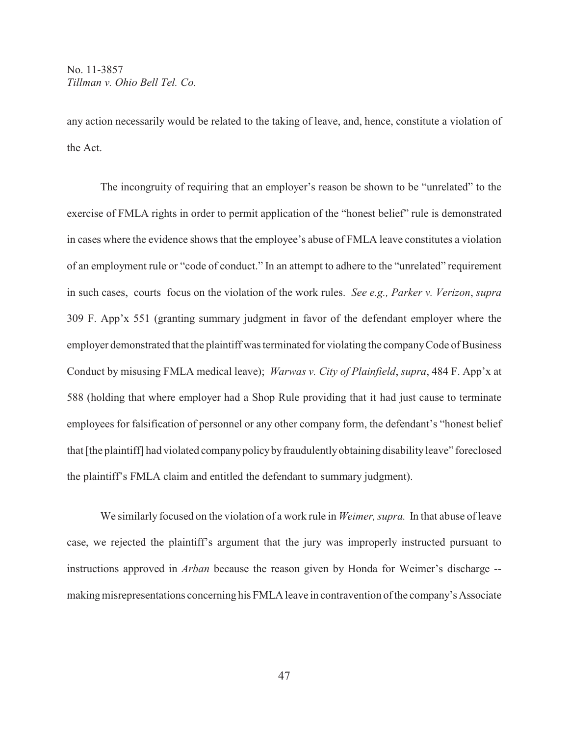any action necessarily would be related to the taking of leave, and, hence, constitute a violation of the Act.

The incongruity of requiring that an employer's reason be shown to be "unrelated" to the exercise of FMLA rights in order to permit application of the "honest belief" rule is demonstrated in cases where the evidence shows that the employee's abuse of FMLA leave constitutes a violation of an employment rule or "code of conduct." In an attempt to adhere to the "unrelated" requirement in such cases, courts focus on the violation of the work rules. *See e.g., Parker v. Verizon*, *supra* 309 F. App'x 551 (granting summary judgment in favor of the defendant employer where the employer demonstrated that the plaintiff was terminated for violating the company Code of Business Conduct by misusing FMLA medical leave); *Warwas v. City of Plainfield*, *supra*, 484 F. App'x at 588 (holding that where employer had a Shop Rule providing that it had just cause to terminate employees for falsification of personnel or any other company form, the defendant's "honest belief that [the plaintiff] had violated company policy by fraudulently obtaining disability leave" foreclosed the plaintiff's FMLA claim and entitled the defendant to summary judgment).

We similarly focused on the violation of a work rule in *Weimer, supra.* In that abuse of leave case, we rejected the plaintiff's argument that the jury was improperly instructed pursuant to instructions approved in *Arban* because the reason given by Honda for Weimer's discharge -- making misrepresentations concerning his FMLA leave in contravention of the company's Associate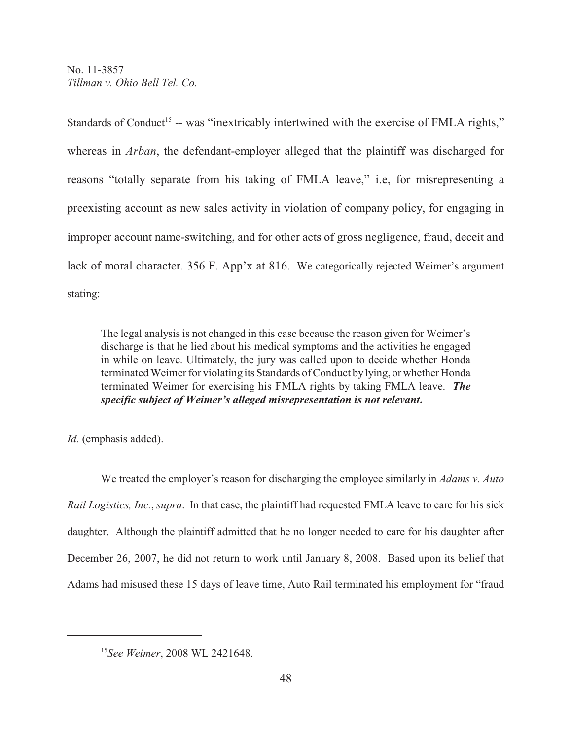Standards of Conduct[15] -- was "inextricably intertwined with the exercise of FMLA rights," whereas in *Arban*, the defendant-employer alleged that the plaintiff was discharged for reasons "totally separate from his taking of FMLA leave," i.e, for misrepresenting a preexisting account as new sales activity in violation of company policy, for engaging in improper account name-switching, and for other acts of gross negligence, fraud, deceit and lack of moral character. 356 F. App'x at 816. We categorically rejected Weimer's argument stating:

> The legal analysis is not changed in this case because the reason given for Weimer's discharge is that he lied about his medical symptoms and the activities he engaged in while on leave. Ultimately, the jury was called upon to decide whether Honda terminated Weimer for violating its Standards of Conduct by lying, or whether Honda terminated Weimer for exercising his FMLA rights by taking FMLA leave. ***The specific subject of Weimer's alleged misrepresentation is not relevant*.**

*Id.* (emphasis added).

We treated the employer's reason for discharging the employee similarly in *Adams v. Auto Rail Logistics, Inc.*, *supra*. In that case, the plaintiff had requested FMLA leave to care for his sick daughter. Although the plaintiff admitted that he no longer needed to care for his daughter after December 26, 2007, he did not return to work until January 8, 2008. Based upon its belief that Adams had misused these 15 days of leave time, Auto Rail terminated his employment for "fraud

---

[15] *See Weimer*, 2008 WL 2421648.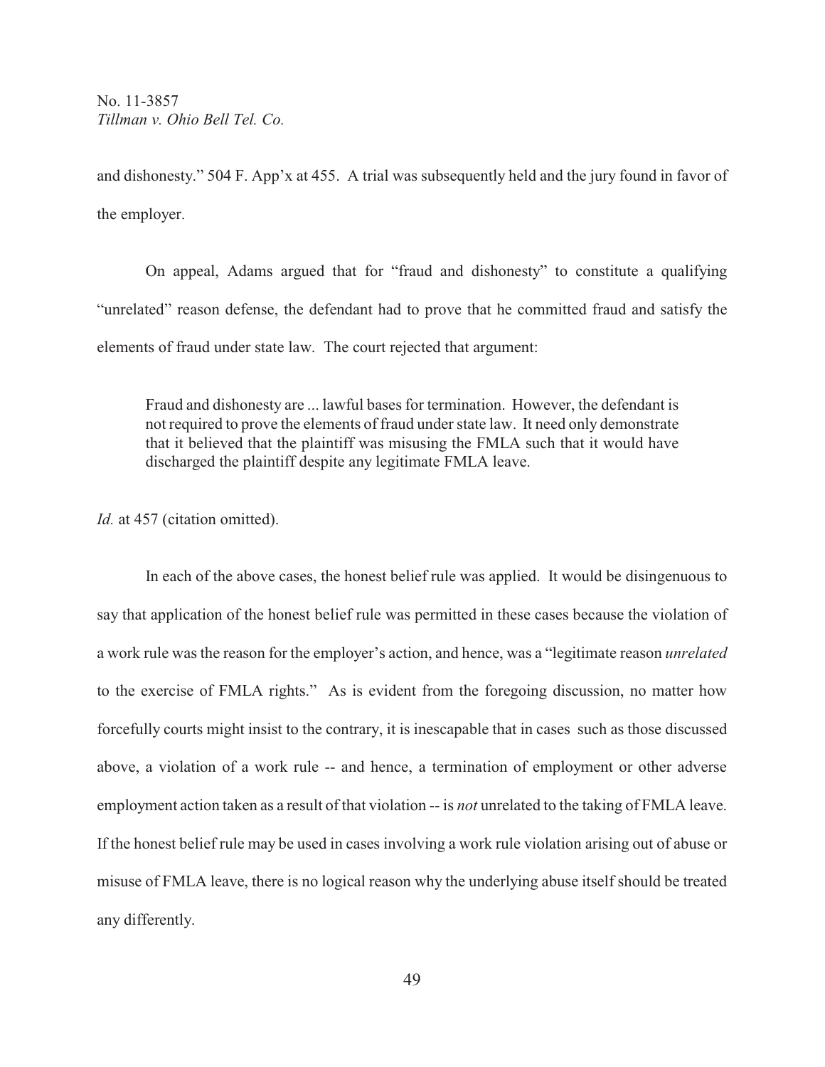and dishonesty." 504 F. App'x at 455. A trial was subsequently held and the jury found in favor of the employer.

On appeal, Adams argued that for "fraud and dishonesty" to constitute a qualifying "unrelated" reason defense, the defendant had to prove that he committed fraud and satisfy the elements of fraud under state law. The court rejected that argument:

> Fraud and dishonesty are ... lawful bases for termination. However, the defendant is not required to prove the elements of fraud under state law. It need only demonstrate that it believed that the plaintiff was misusing the FMLA such that it would have discharged the plaintiff despite any legitimate FMLA leave.

*Id.* at 457 (citation omitted).

In each of the above cases, the honest belief rule was applied. It would be disingenuous to say that application of the honest belief rule was permitted in these cases because the violation of a work rule was the reason for the employer's action, and hence, was a "legitimate reason *unrelated* to the exercise of FMLA rights." As is evident from the foregoing discussion, no matter how forcefully courts might insist to the contrary, it is inescapable that in cases such as those discussed above, a violation of a work rule -- and hence, a termination of employment or other adverse employment action taken as a result of that violation -- is *not* unrelated to the taking of FMLA leave. If the honest belief rule may be used in cases involving a work rule violation arising out of abuse or misuse of FMLA leave, there is no logical reason why the underlying abuse itself should be treated any differently.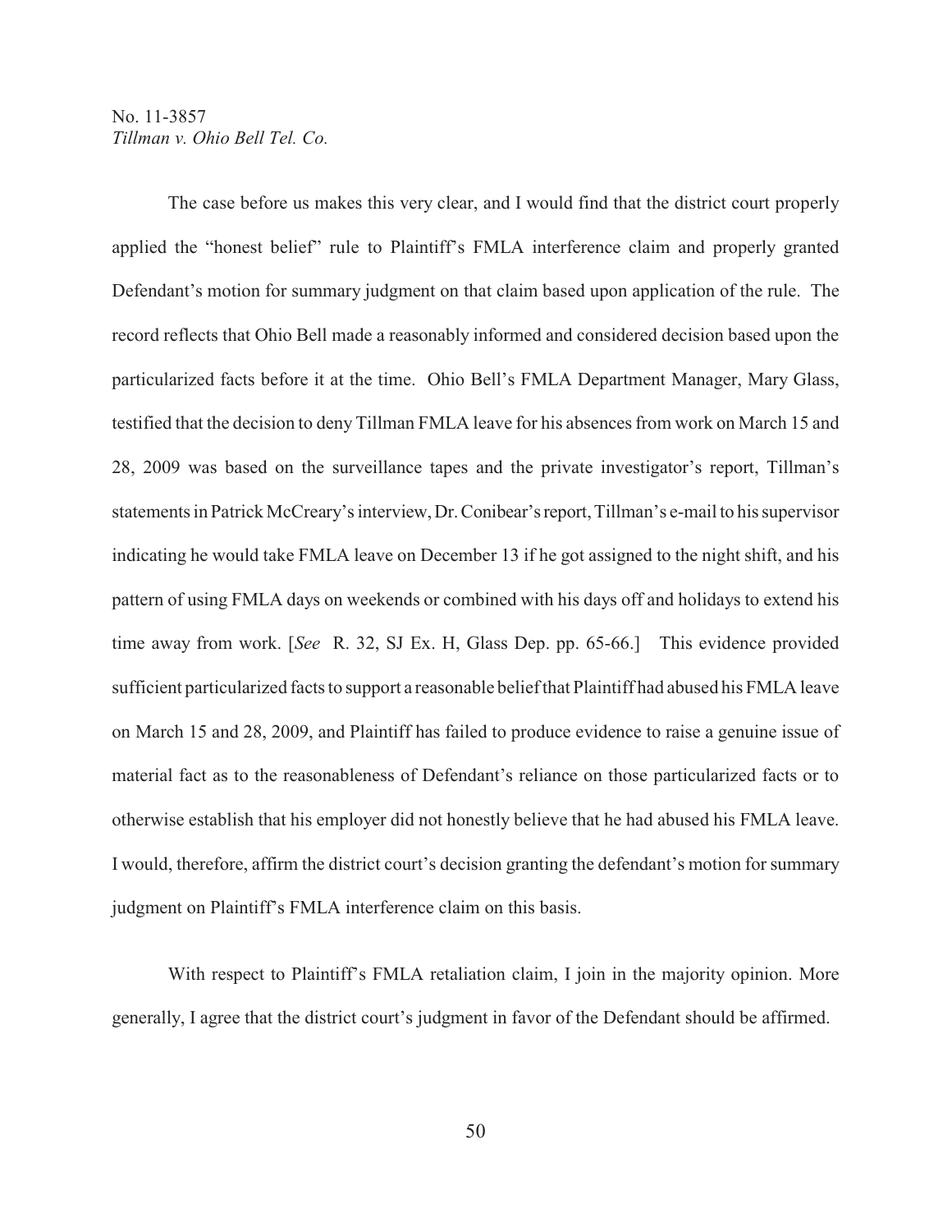The case before us makes this very clear, and I would find that the district court properly applied the "honest belief" rule to Plaintiff's FMLA interference claim and properly granted Defendant's motion for summary judgment on that claim based upon application of the rule. The record reflects that Ohio Bell made a reasonably informed and considered decision based upon the particularized facts before it at the time. Ohio Bell's FMLA Department Manager, Mary Glass, testified that the decision to deny Tillman FMLA leave for his absences from work on March 15 and 28, 2009 was based on the surveillance tapes and the private investigator's report, Tillman's statements in Patrick McCreary's interview, Dr. Conibear's report, Tillman's e-mail to his supervisor indicating he would take FMLA leave on December 13 if he got assigned to the night shift, and his pattern of using FMLA days on weekends or combined with his days off and holidays to extend his time away from work. [*See* R. 32, SJ Ex. H, Glass Dep. pp. 65-66.] This evidence provided sufficient particularized facts to support a reasonable belief that Plaintiff had abused his FMLA leave on March 15 and 28, 2009, and Plaintiff has failed to produce evidence to raise a genuine issue of material fact as to the reasonableness of Defendant's reliance on those particularized facts or to otherwise establish that his employer did not honestly believe that he had abused his FMLA leave. I would, therefore, affirm the district court's decision granting the defendant's motion for summary judgment on Plaintiff's FMLA interference claim on this basis.

With respect to Plaintiff's FMLA retaliation claim, I join in the majority opinion. More generally, I agree that the district court's judgment in favor of the Defendant should be affirmed.